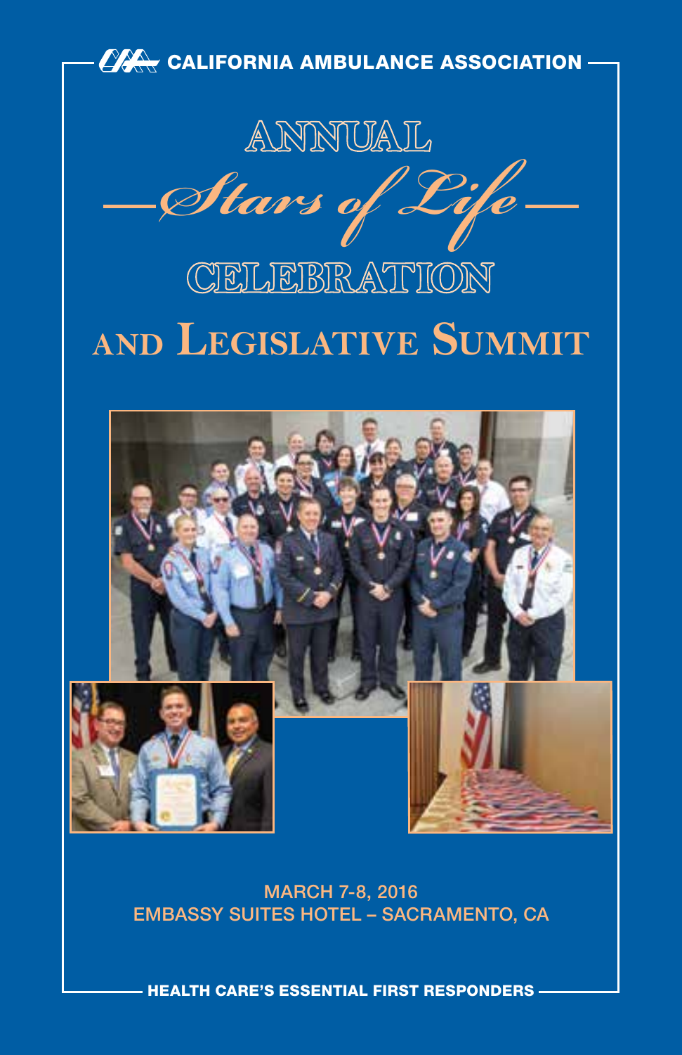CALIFORNIA AMBULANCE ASSOCIATION

# ANNUAL *Stars of Life* CELEBRATION AND LEGISLATIVE SUMMIT

MARCH 7-8, 2016
EMBASSY SUITES HOTEL – SACRAMENTO, CA

HEALTH CARE'S ESSENTIAL FIRST RESPONDERS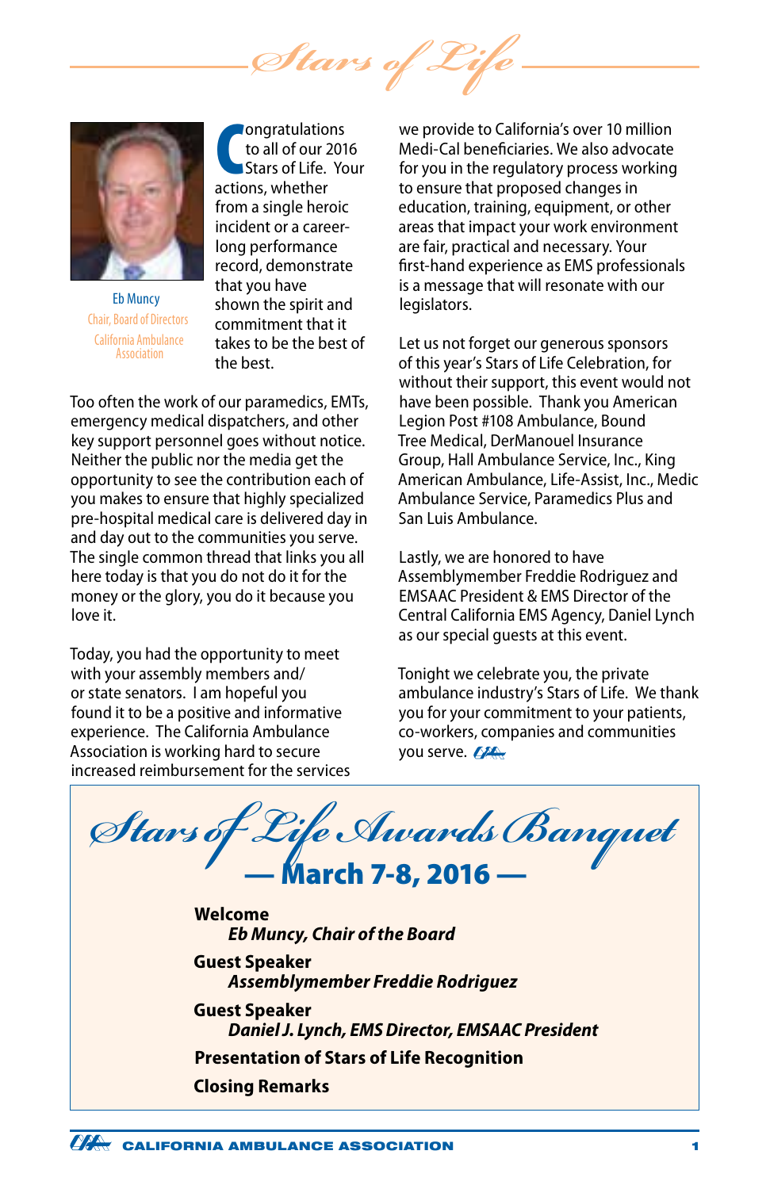# Stars of Life

Eb Muncy
Chair, Board of Directors
California Ambulance Association

Congratulations to all of our 2016 Stars of Life. Your actions, whether from a single heroic incident or a career-long performance record, demonstrate that you have shown the spirit and commitment that it takes to be the best of the best.

Too often the work of our paramedics, EMTs, emergency medical dispatchers, and other key support personnel goes without notice. Neither the public nor the media get the opportunity to see the contribution each of you makes to ensure that highly specialized pre-hospital medical care is delivered day in and day out to the communities you serve. The single common thread that links you all here today is that you do not do it for the money or the glory, you do it because you love it.

Today, you had the opportunity to meet with your assembly members and/or state senators. I am hopeful you found it to be a positive and informative experience. The California Ambulance Association is working hard to secure increased reimbursement for the services we provide to California's over 10 million Medi-Cal beneficiaries. We also advocate for you in the regulatory process working to ensure that proposed changes in education, training, equipment, or other areas that impact your work environment are fair, practical and necessary. Your first-hand experience as EMS professionals is a message that will resonate with our legislators.

Let us not forget our generous sponsors of this year's Stars of Life Celebration, for without their support, this event would not have been possible. Thank you American Legion Post #108 Ambulance, Bound Tree Medical, DerManouel Insurance Group, Hall Ambulance Service, Inc., King American Ambulance, Life-Assist, Inc., Medic Ambulance Service, Paramedics Plus and San Luis Ambulance.

Lastly, we are honored to have Assemblymember Freddie Rodriguez and EMSAAC President & EMS Director of the Central California EMS Agency, Daniel Lynch as our special guests at this event.

Tonight we celebrate you, the private ambulance industry's Stars of Life. We thank you for your commitment to your patients, co-workers, companies and communities you serve.

## Stars of Life Awards Banquet

### — March 7-8, 2016 —

**Welcome**
***Eb Muncy, Chair of the Board***

**Guest Speaker**
***Assemblymember Freddie Rodriguez***

**Guest Speaker**
***Daniel J. Lynch, EMS Director, EMSAAC President***

**Presentation of Stars of Life Recognition**

**Closing Remarks**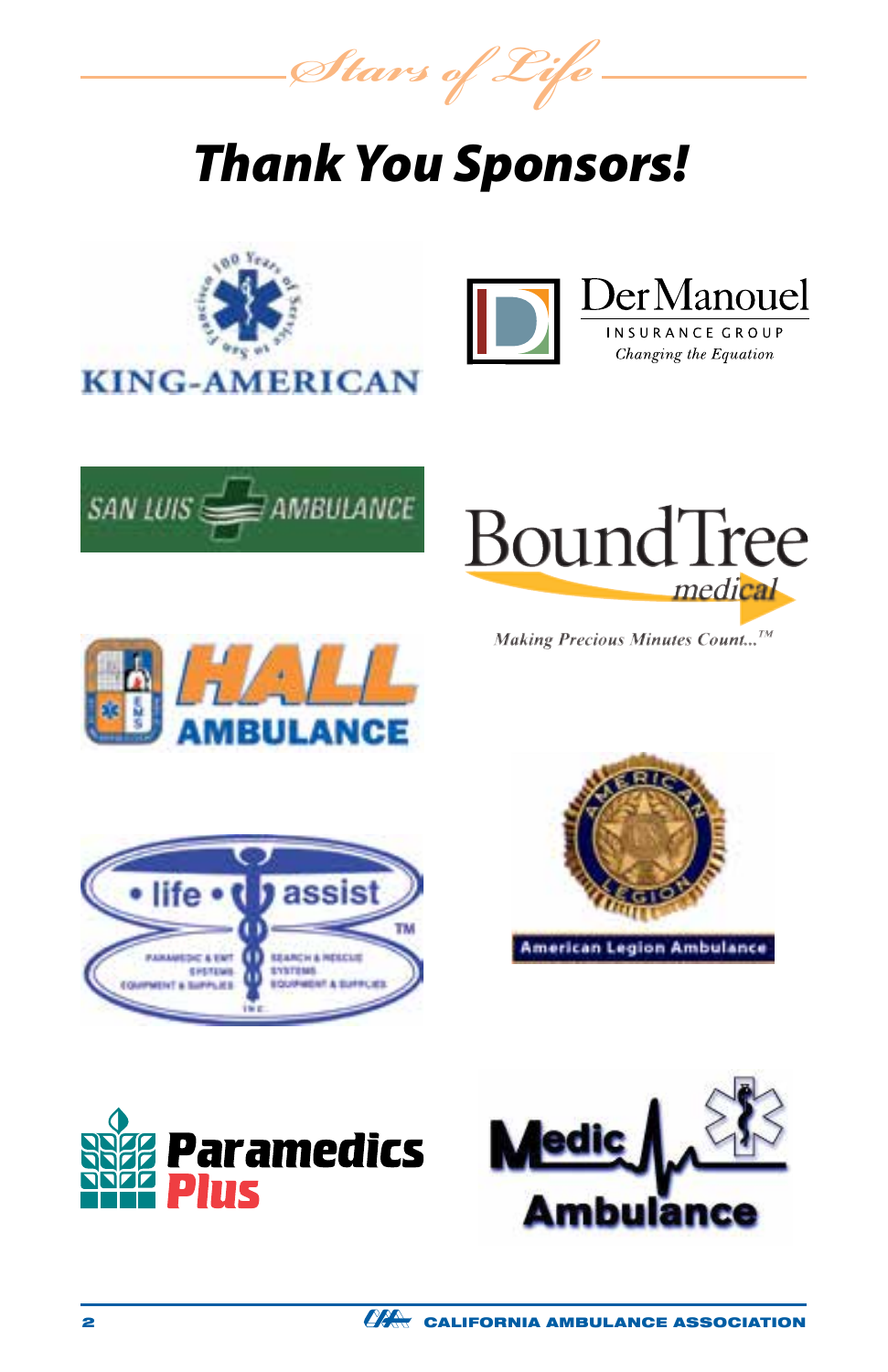*Stars of Life*

# Thank You Sponsors!

KING-AMERICAN

DerManouel INSURANCE GROUP *Changing the Equation*

SAN LUIS AMBULANCE

BoundTree medical

*Making Precious Minutes Count...™*

HALL AMBULANCE

• life • assist

American Legion Ambulance

Paramedics Plus

Medic Ambulance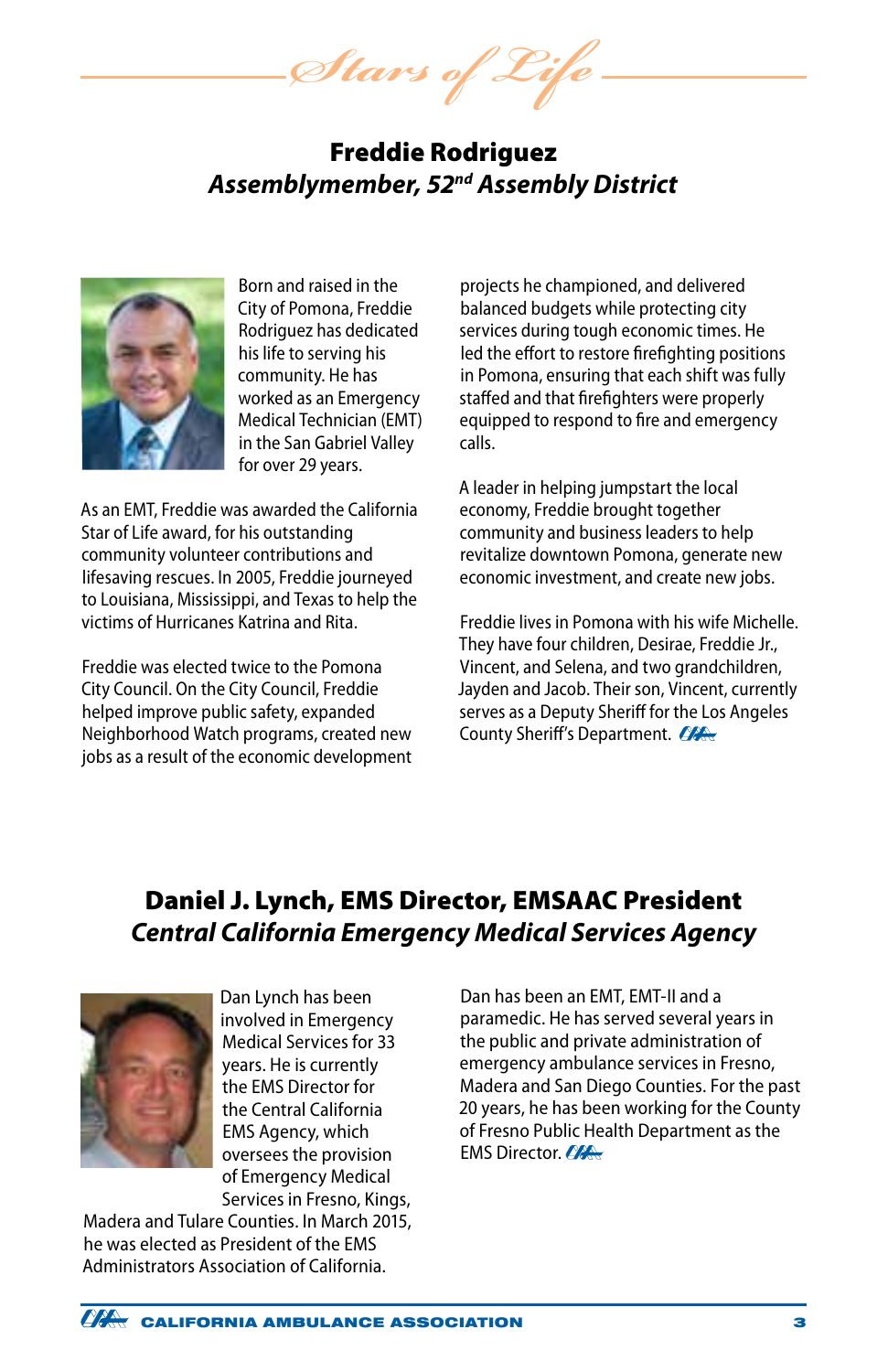*Stars of Life*

## Freddie Rodriguez
### *Assemblymember, 52nd Assembly District*

Born and raised in the City of Pomona, Freddie Rodriguez has dedicated his life to serving his community. He has worked as an Emergency Medical Technician (EMT) in the San Gabriel Valley for over 29 years.

As an EMT, Freddie was awarded the California Star of Life award, for his outstanding community volunteer contributions and lifesaving rescues. In 2005, Freddie journeyed to Louisiana, Mississippi, and Texas to help the victims of Hurricanes Katrina and Rita.

Freddie was elected twice to the Pomona City Council. On the City Council, Freddie helped improve public safety, expanded Neighborhood Watch programs, created new jobs as a result of the economic development projects he championed, and delivered balanced budgets while protecting city services during tough economic times. He led the effort to restore firefighting positions in Pomona, ensuring that each shift was fully staffed and that firefighters were properly equipped to respond to fire and emergency calls.

A leader in helping jumpstart the local economy, Freddie brought together community and business leaders to help revitalize downtown Pomona, generate new economic investment, and create new jobs.

Freddie lives in Pomona with his wife Michelle. They have four children, Desirae, Freddie Jr., Vincent, and Selena, and two grandchildren, Jayden and Jacob. Their son, Vincent, currently serves as a Deputy Sheriff for the Los Angeles County Sheriff's Department.

## Daniel J. Lynch, EMS Director, EMSAAC President
### *Central California Emergency Medical Services Agency*

Dan Lynch has been involved in Emergency Medical Services for 33 years. He is currently the EMS Director for the Central California EMS Agency, which oversees the provision of Emergency Medical Services in Fresno, Kings, Madera and Tulare Counties. In March 2015, he was elected as President of the EMS Administrators Association of California.

Dan has been an EMT, EMT-II and a paramedic. He has served several years in the public and private administration of emergency ambulance services in Fresno, Madera and San Diego Counties. For the past 20 years, he has been working for the County of Fresno Public Health Department as the EMS Director.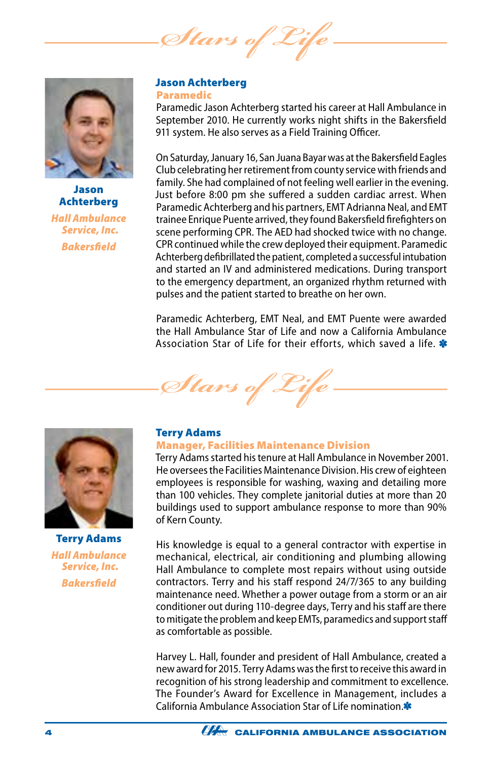# Stars of Life

**Jason Achterberg**

*Hall Ambulance Service, Inc.*

*Bakersfield*

## Jason Achterberg

### Paramedic

Paramedic Jason Achterberg started his career at Hall Ambulance in September 2010. He currently works night shifts in the Bakersfield 911 system. He also serves as a Field Training Officer.

On Saturday, January 16, San Juana Bayar was at the Bakersfield Eagles Club celebrating her retirement from county service with friends and family. She had complained of not feeling well earlier in the evening. Just before 8:00 pm she suffered a sudden cardiac arrest. When Paramedic Achterberg and his partners, EMT Adrianna Neal, and EMT trainee Enrique Puente arrived, they found Bakersfield firefighters on scene performing CPR. The AED had shocked twice with no change. CPR continued while the crew deployed their equipment. Paramedic Achterberg defibrillated the patient, completed a successful intubation and started an IV and administered medications. During transport to the emergency department, an organized rhythm returned with pulses and the patient started to breathe on her own.

Paramedic Achterberg, EMT Neal, and EMT Puente were awarded the Hall Ambulance Star of Life and now a California Ambulance Association Star of Life for their efforts, which saved a life. ✱

# Stars of Life

**Terry Adams**

*Hall Ambulance Service, Inc.*

*Bakersfield*

## Terry Adams

### Manager, Facilities Maintenance Division

Terry Adams started his tenure at Hall Ambulance in November 2001. He oversees the Facilities Maintenance Division. His crew of eighteen employees is responsible for washing, waxing and detailing more than 100 vehicles. They complete janitorial duties at more than 20 buildings used to support ambulance response to more than 90% of Kern County.

His knowledge is equal to a general contractor with expertise in mechanical, electrical, air conditioning and plumbing allowing Hall Ambulance to complete most repairs without using outside contractors. Terry and his staff respond 24/7/365 to any building maintenance need. Whether a power outage from a storm or an air conditioner out during 110-degree days, Terry and his staff are there to mitigate the problem and keep EMTs, paramedics and support staff as comfortable as possible.

Harvey L. Hall, founder and president of Hall Ambulance, created a new award for 2015. Terry Adams was the first to receive this award in recognition of his strong leadership and commitment to excellence. The Founder's Award for Excellence in Management, includes a California Ambulance Association Star of Life nomination. ✱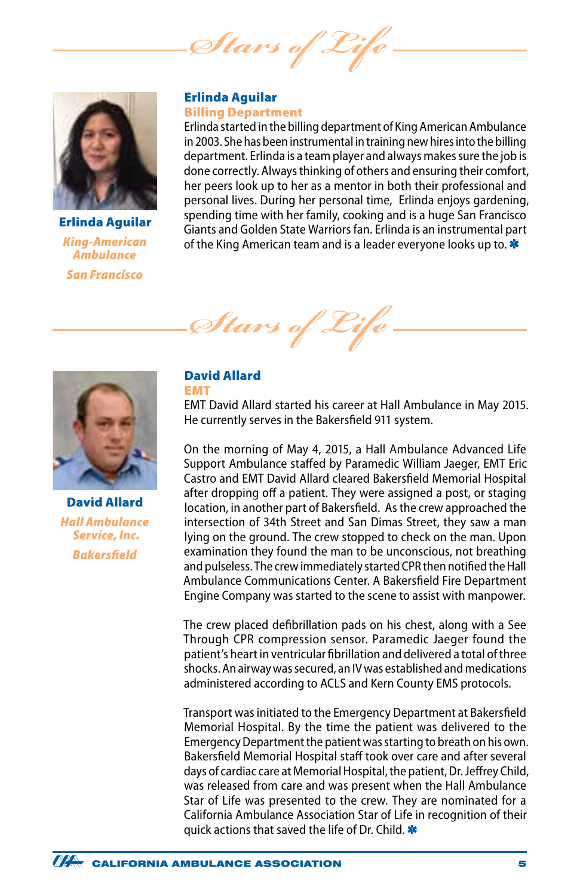## Stars of Life

**Erlinda Aguilar**
*King-American Ambulance*
*San Francisco*

### Erlinda Aguilar
**Billing Department**

Erlinda started in the billing department of King American Ambulance in 2003. She has been instrumental in training new hires into the billing department. Erlinda is a team player and always makes sure the job is done correctly. Always thinking of others and ensuring their comfort, her peers look up to her as a mentor in both their professional and personal lives. During her personal time, Erlinda enjoys gardening, spending time with her family, cooking and is a huge San Francisco Giants and Golden State Warriors fan. Erlinda is an instrumental part of the King American team and is a leader everyone looks up to. ✱

## Stars of Life

**David Allard**
*Hall Ambulance Service, Inc.*
*Bakersfield*

### David Allard
**EMT**

EMT David Allard started his career at Hall Ambulance in May 2015. He currently serves in the Bakersfield 911 system.

On the morning of May 4, 2015, a Hall Ambulance Advanced Life Support Ambulance staffed by Paramedic William Jaeger, EMT Eric Castro and EMT David Allard cleared Bakersfield Memorial Hospital after dropping off a patient. They were assigned a post, or staging location, in another part of Bakersfield. As the crew approached the intersection of 34th Street and San Dimas Street, they saw a man lying on the ground. The crew stopped to check on the man. Upon examination they found the man to be unconscious, not breathing and pulseless. The crew immediately started CPR then notified the Hall Ambulance Communications Center. A Bakersfield Fire Department Engine Company was started to the scene to assist with manpower.

The crew placed defibrillation pads on his chest, along with a See Through CPR compression sensor. Paramedic Jaeger found the patient's heart in ventricular fibrillation and delivered a total of three shocks. An airway was secured, an IV was established and medications administered according to ACLS and Kern County EMS protocols.

Transport was initiated to the Emergency Department at Bakersfield Memorial Hospital. By the time the patient was delivered to the Emergency Department the patient was starting to breath on his own. Bakersfield Memorial Hospital staff took over care and after several days of cardiac care at Memorial Hospital, the patient, Dr. Jeffrey Child, was released from care and was present when the Hall Ambulance Star of Life was presented to the crew. They are nominated for a California Ambulance Association Star of Life in recognition of their quick actions that saved the life of Dr. Child. ✱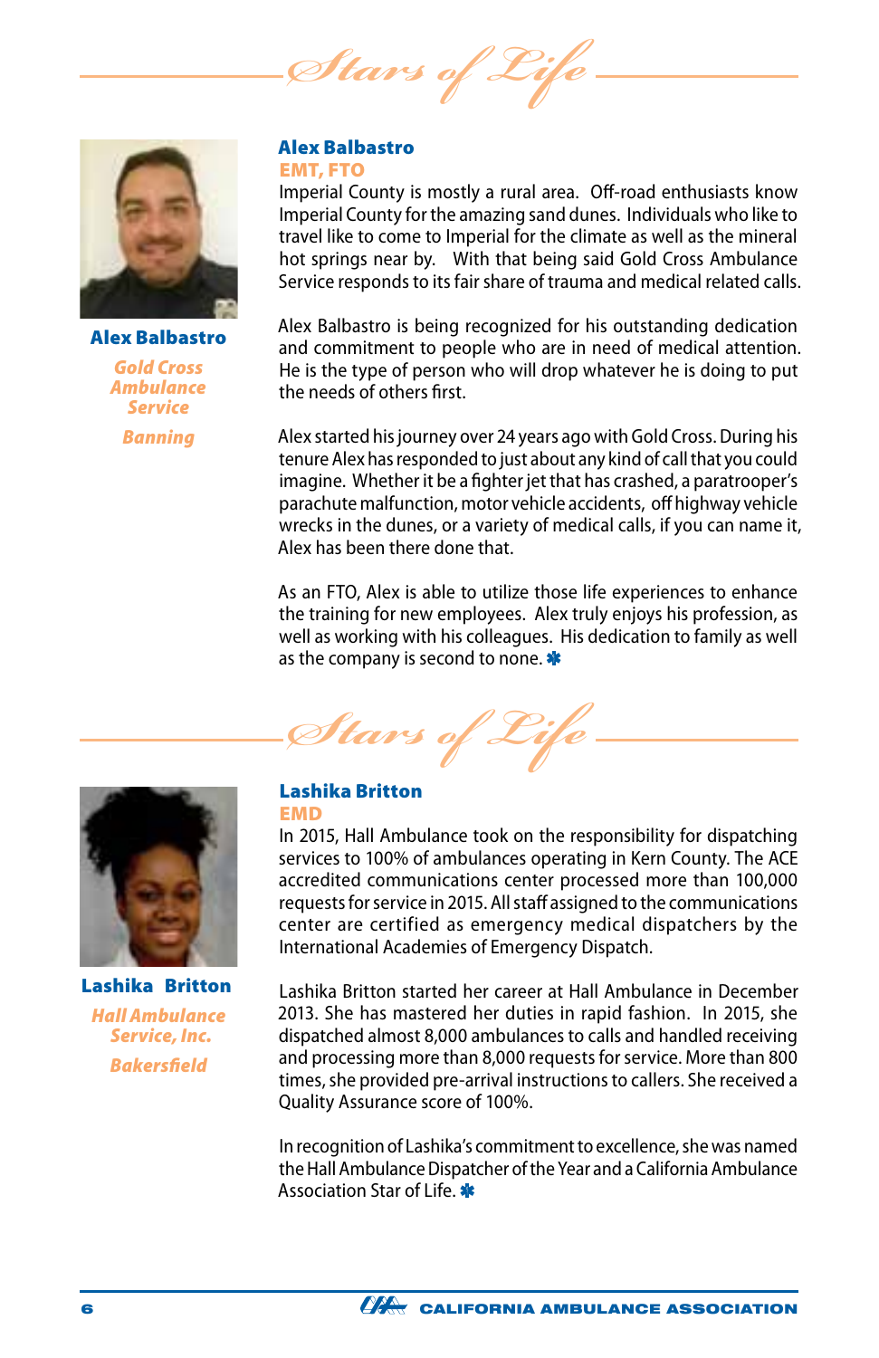## Stars of Life

**Alex Balbastro**

*Gold Cross Ambulance Service*

*Banning*

### Alex Balbastro

**EMT, FTO**

Imperial County is mostly a rural area. Off-road enthusiasts know Imperial County for the amazing sand dunes. Individuals who like to travel like to come to Imperial for the climate as well as the mineral hot springs near by. With that being said Gold Cross Ambulance Service responds to its fair share of trauma and medical related calls.

Alex Balbastro is being recognized for his outstanding dedication and commitment to people who are in need of medical attention. He is the type of person who will drop whatever he is doing to put the needs of others first.

Alex started his journey over 24 years ago with Gold Cross. During his tenure Alex has responded to just about any kind of call that you could imagine. Whether it be a fighter jet that has crashed, a paratrooper's parachute malfunction, motor vehicle accidents, off highway vehicle wrecks in the dunes, or a variety of medical calls, if you can name it, Alex has been there done that.

As an FTO, Alex is able to utilize those life experiences to enhance the training for new employees. Alex truly enjoys his profession, as well as working with his colleagues. His dedication to family as well as the company is second to none. ✱

## Stars of Life

**Lashika Britton**

*Hall Ambulance Service, Inc.*

*Bakersfield*

### Lashika Britton

**EMD**

In 2015, Hall Ambulance took on the responsibility for dispatching services to 100% of ambulances operating in Kern County. The ACE accredited communications center processed more than 100,000 requests for service in 2015. All staff assigned to the communications center are certified as emergency medical dispatchers by the International Academies of Emergency Dispatch.

Lashika Britton started her career at Hall Ambulance in December 2013. She has mastered her duties in rapid fashion. In 2015, she dispatched almost 8,000 ambulances to calls and handled receiving and processing more than 8,000 requests for service. More than 800 times, she provided pre-arrival instructions to callers. She received a Quality Assurance score of 100%.

In recognition of Lashika's commitment to excellence, she was named the Hall Ambulance Dispatcher of the Year and a California Ambulance Association Star of Life. ✱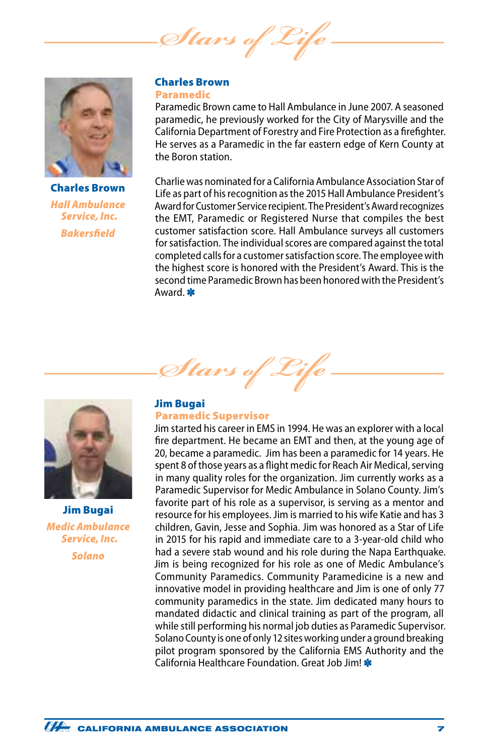## Stars of Life

**Charles Brown**
*Hall Ambulance Service, Inc.*
*Bakersfield*

### Charles Brown
**Paramedic**

Paramedic Brown came to Hall Ambulance in June 2007. A seasoned paramedic, he previously worked for the City of Marysville and the California Department of Forestry and Fire Protection as a firefighter. He serves as a Paramedic in the far eastern edge of Kern County at the Boron station.

Charlie was nominated for a California Ambulance Association Star of Life as part of his recognition as the 2015 Hall Ambulance President's Award for Customer Service recipient. The President's Award recognizes the EMT, Paramedic or Registered Nurse that compiles the best customer satisfaction score. Hall Ambulance surveys all customers for satisfaction. The individual scores are compared against the total completed calls for a customer satisfaction score. The employee with the highest score is honored with the President's Award. This is the second time Paramedic Brown has been honored with the President's Award. ✱

## Stars of Life

**Jim Bugai**
*Medic Ambulance Service, Inc.*
*Solano*

### Jim Bugai
**Paramedic Supervisor**

Jim started his career in EMS in 1994. He was an explorer with a local fire department. He became an EMT and then, at the young age of 20, became a paramedic. Jim has been a paramedic for 14 years. He spent 8 of those years as a flight medic for Reach Air Medical, serving in many quality roles for the organization. Jim currently works as a Paramedic Supervisor for Medic Ambulance in Solano County. Jim's favorite part of his role as a supervisor, is serving as a mentor and resource for his employees. Jim is married to his wife Katie and has 3 children, Gavin, Jesse and Sophia. Jim was honored as a Star of Life in 2015 for his rapid and immediate care to a 3-year-old child who had a severe stab wound and his role during the Napa Earthquake. Jim is being recognized for his role as one of Medic Ambulance's Community Paramedics. Community Paramedicine is a new and innovative model in providing healthcare and Jim is one of only 77 community paramedics in the state. Jim dedicated many hours to mandated didactic and clinical training as part of the program, all while still performing his normal job duties as Paramedic Supervisor. Solano County is one of only 12 sites working under a ground breaking pilot program sponsored by the California EMS Authority and the California Healthcare Foundation. Great Job Jim! ✱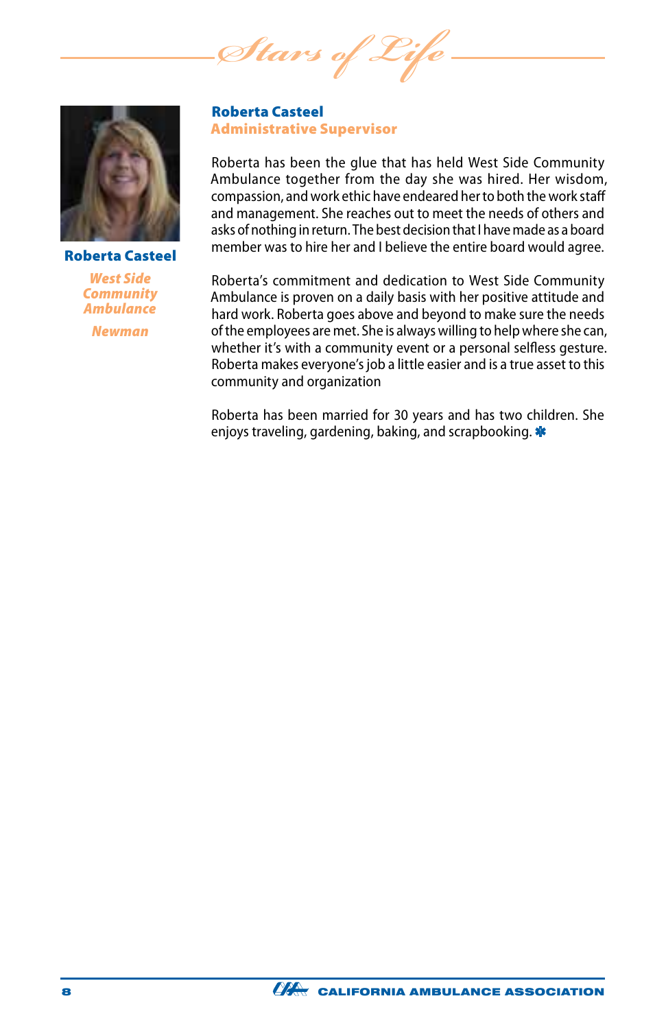*Stars of Life*

**Roberta Casteel**

*West Side Community Ambulance*

*Newman*

## Roberta Casteel
### Administrative Supervisor

Roberta has been the glue that has held West Side Community Ambulance together from the day she was hired. Her wisdom, compassion, and work ethic have endeared her to both the work staff and management. She reaches out to meet the needs of others and asks of nothing in return. The best decision that I have made as a board member was to hire her and I believe the entire board would agree.

Roberta's commitment and dedication to West Side Community Ambulance is proven on a daily basis with her positive attitude and hard work. Roberta goes above and beyond to make sure the needs of the employees are met. She is always willing to help where she can, whether it's with a community event or a personal selfless gesture. Roberta makes everyone's job a little easier and is a true asset to this community and organization

Roberta has been married for 30 years and has two children. She enjoys traveling, gardening, baking, and scrapbooking.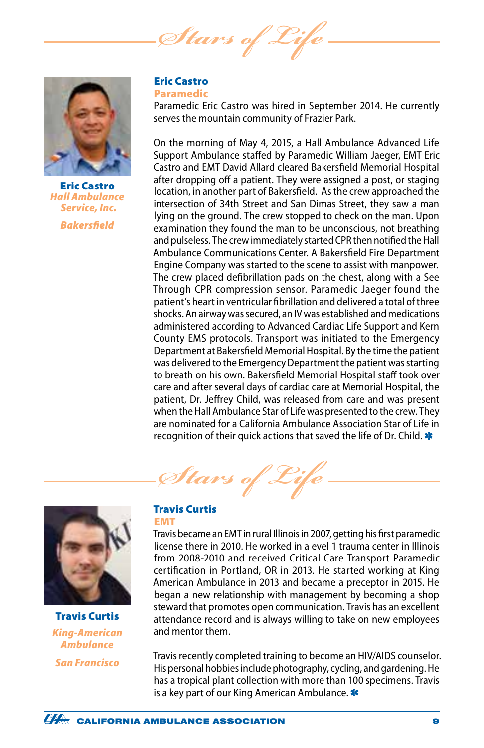# Stars of Life

**Eric Castro**
*Hall Ambulance Service, Inc.*
*Bakersfield*

## Eric Castro
### Paramedic

Paramedic Eric Castro was hired in September 2014. He currently serves the mountain community of Frazier Park.

On the morning of May 4, 2015, a Hall Ambulance Advanced Life Support Ambulance staffed by Paramedic William Jaeger, EMT Eric Castro and EMT David Allard cleared Bakersfield Memorial Hospital after dropping off a patient. They were assigned a post, or staging location, in another part of Bakersfield. As the crew approached the intersection of 34th Street and San Dimas Street, they saw a man lying on the ground. The crew stopped to check on the man. Upon examination they found the man to be unconscious, not breathing and pulseless. The crew immediately started CPR then notified the Hall Ambulance Communications Center. A Bakersfield Fire Department Engine Company was started to the scene to assist with manpower. The crew placed defibrillation pads on the chest, along with a See Through CPR compression sensor. Paramedic Jaeger found the patient's heart in ventricular fibrillation and delivered a total of three shocks. An airway was secured, an IV was established and medications administered according to Advanced Cardiac Life Support and Kern County EMS protocols. Transport was initiated to the Emergency Department at Bakersfield Memorial Hospital. By the time the patient was delivered to the Emergency Department the patient was starting to breath on his own. Bakersfield Memorial Hospital staff took over care and after several days of cardiac care at Memorial Hospital, the patient, Dr. Jeffrey Child, was released from care and was present when the Hall Ambulance Star of Life was presented to the crew. They are nominated for a California Ambulance Association Star of Life in recognition of their quick actions that saved the life of Dr. Child. ✱

# Stars of Life

**Travis Curtis**
*King-American Ambulance*
*San Francisco*

## Travis Curtis
### EMT

Travis became an EMT in rural Illinois in 2007, getting his first paramedic license there in 2010. He worked in a evel 1 trauma center in Illinois from 2008-2010 and received Critical Care Transport Paramedic certification in Portland, OR in 2013. He started working at King American Ambulance in 2013 and became a preceptor in 2015. He began a new relationship with management by becoming a shop steward that promotes open communication. Travis has an excellent attendance record and is always willing to take on new employees and mentor them.

Travis recently completed training to become an HIV/AIDS counselor. His personal hobbies include photography, cycling, and gardening. He has a tropical plant collection with more than 100 specimens. Travis is a key part of our King American Ambulance. ✱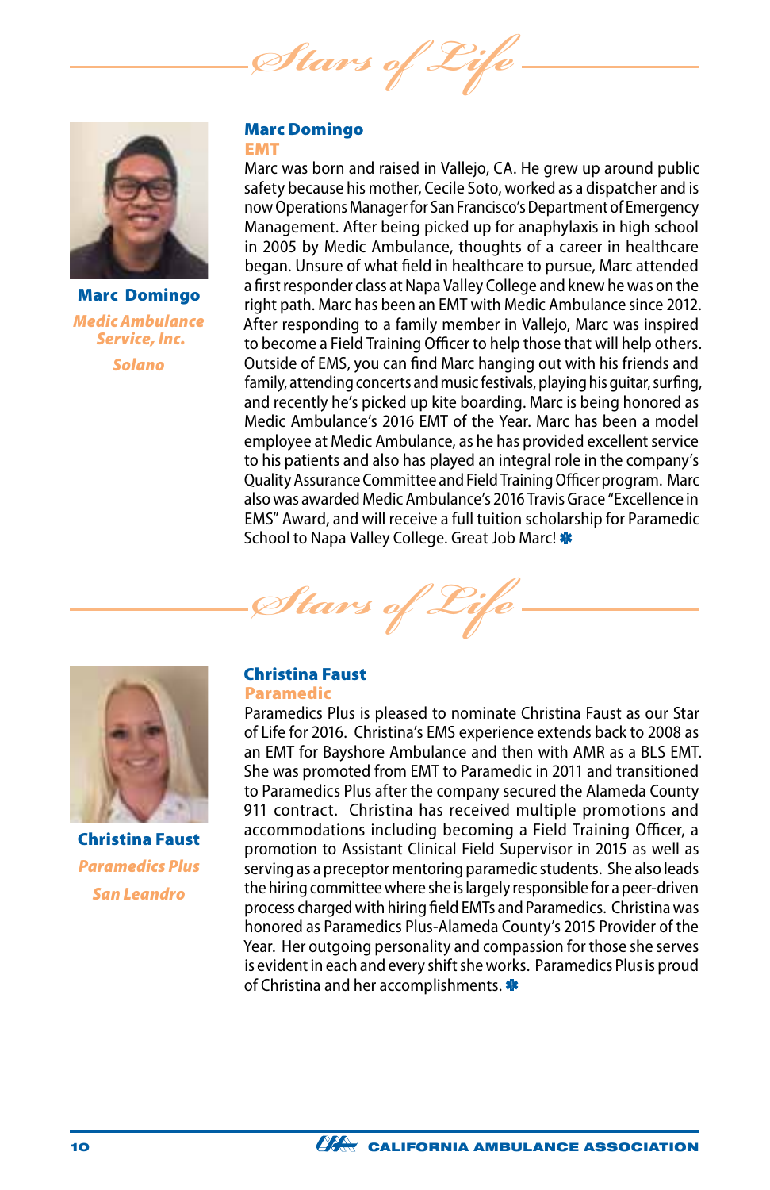*Stars of Life*

**Marc Domingo**
*Medic Ambulance Service, Inc.*
*Solano*

## Marc Domingo
### EMT

Marc was born and raised in Vallejo, CA. He grew up around public safety because his mother, Cecile Soto, worked as a dispatcher and is now Operations Manager for San Francisco's Department of Emergency Management. After being picked up for anaphylaxis in high school in 2005 by Medic Ambulance, thoughts of a career in healthcare began. Unsure of what field in healthcare to pursue, Marc attended a first responder class at Napa Valley College and knew he was on the right path. Marc has been an EMT with Medic Ambulance since 2012. After responding to a family member in Vallejo, Marc was inspired to become a Field Training Officer to help those that will help others. Outside of EMS, you can find Marc hanging out with his friends and family, attending concerts and music festivals, playing his guitar, surfing, and recently he's picked up kite boarding. Marc is being honored as Medic Ambulance's 2016 EMT of the Year. Marc has been a model employee at Medic Ambulance, as he has provided excellent service to his patients and also has played an integral role in the company's Quality Assurance Committee and Field Training Officer program. Marc also was awarded Medic Ambulance's 2016 Travis Grace "Excellence in EMS" Award, and will receive a full tuition scholarship for Paramedic School to Napa Valley College. Great Job Marc! ✱

*Stars of Life*

**Christina Faust**
*Paramedics Plus*
*San Leandro*

## Christina Faust
### Paramedic

Paramedics Plus is pleased to nominate Christina Faust as our Star of Life for 2016. Christina's EMS experience extends back to 2008 as an EMT for Bayshore Ambulance and then with AMR as a BLS EMT. She was promoted from EMT to Paramedic in 2011 and transitioned to Paramedics Plus after the company secured the Alameda County 911 contract. Christina has received multiple promotions and accommodations including becoming a Field Training Officer, a promotion to Assistant Clinical Field Supervisor in 2015 as well as serving as a preceptor mentoring paramedic students. She also leads the hiring committee where she is largely responsible for a peer-driven process charged with hiring field EMTs and Paramedics. Christina was honored as Paramedics Plus-Alameda County's 2015 Provider of the Year. Her outgoing personality and compassion for those she serves is evident in each and every shift she works. Paramedics Plus is proud of Christina and her accomplishments. ✱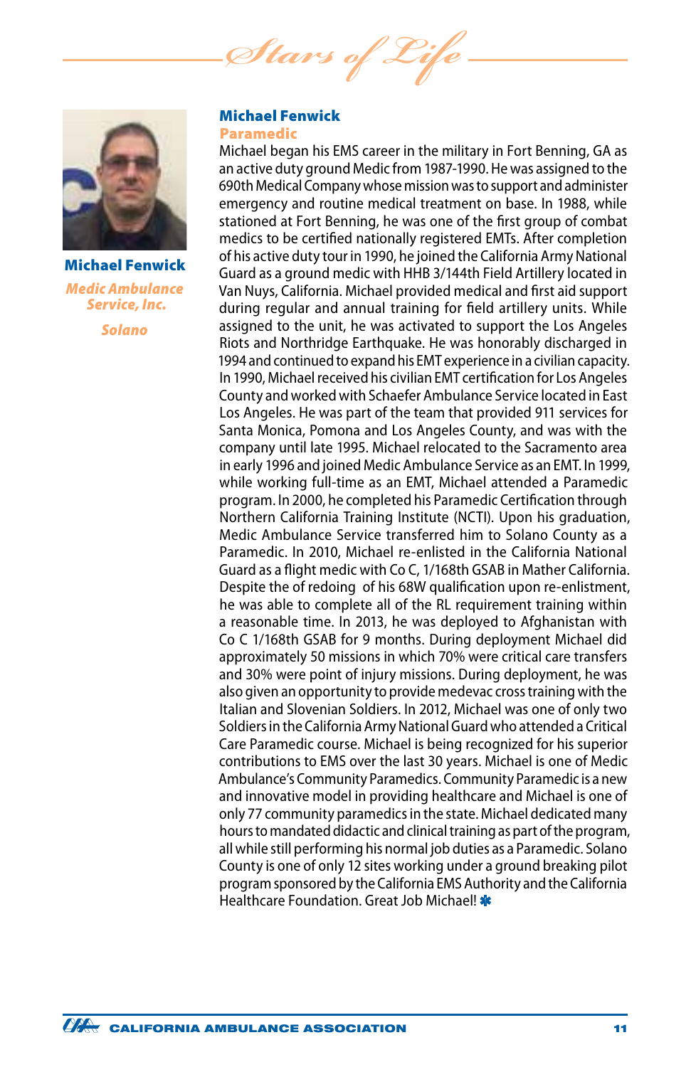*Stars of Life*

**Michael Fenwick**

*Medic Ambulance Service, Inc.*

*Solano*

## Michael Fenwick

### Paramedic

Michael began his EMS career in the military in Fort Benning, GA as an active duty ground Medic from 1987-1990. He was assigned to the 690th Medical Company whose mission was to support and administer emergency and routine medical treatment on base. In 1988, while stationed at Fort Benning, he was one of the first group of combat medics to be certified nationally registered EMTs. After completion of his active duty tour in 1990, he joined the California Army National Guard as a ground medic with HHB 3/144th Field Artillery located in Van Nuys, California. Michael provided medical and first aid support during regular and annual training for field artillery units. While assigned to the unit, he was activated to support the Los Angeles Riots and Northridge Earthquake. He was honorably discharged in 1994 and continued to expand his EMT experience in a civilian capacity. In 1990, Michael received his civilian EMT certification for Los Angeles County and worked with Schaefer Ambulance Service located in East Los Angeles. He was part of the team that provided 911 services for Santa Monica, Pomona and Los Angeles County, and was with the company until late 1995. Michael relocated to the Sacramento area in early 1996 and joined Medic Ambulance Service as an EMT. In 1999, while working full-time as an EMT, Michael attended a Paramedic program. In 2000, he completed his Paramedic Certification through Northern California Training Institute (NCTI). Upon his graduation, Medic Ambulance Service transferred him to Solano County as a Paramedic. In 2010, Michael re-enlisted in the California National Guard as a flight medic with Co C, 1/168th GSAB in Mather California. Despite the of redoing of his 68W qualification upon re-enlistment, he was able to complete all of the RL requirement training within a reasonable time. In 2013, he was deployed to Afghanistan with Co C 1/168th GSAB for 9 months. During deployment Michael did approximately 50 missions in which 70% were critical care transfers and 30% were point of injury missions. During deployment, he was also given an opportunity to provide medevac cross training with the Italian and Slovenian Soldiers. In 2012, Michael was one of only two Soldiers in the California Army National Guard who attended a Critical Care Paramedic course. Michael is being recognized for his superior contributions to EMS over the last 30 years. Michael is one of Medic Ambulance's Community Paramedics. Community Paramedic is a new and innovative model in providing healthcare and Michael is one of only 77 community paramedics in the state. Michael dedicated many hours to mandated didactic and clinical training as part of the program, all while still performing his normal job duties as a Paramedic. Solano County is one of only 12 sites working under a ground breaking pilot program sponsored by the California EMS Authority and the California Healthcare Foundation. Great Job Michael!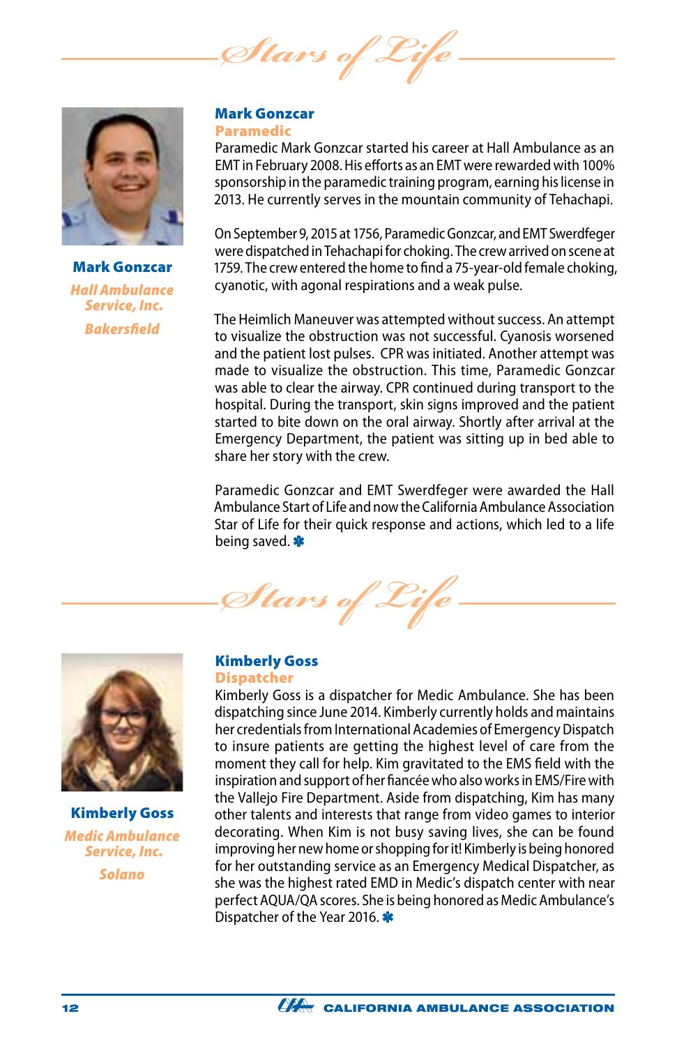*Stars of Life*

**Mark Gonzcar**
*Hall Ambulance Service, Inc.*
*Bakersfield*

## Mark Gonzcar
### Paramedic

Paramedic Mark Gonzcar started his career at Hall Ambulance as an EMT in February 2008. His efforts as an EMT were rewarded with 100% sponsorship in the paramedic training program, earning his license in 2013. He currently serves in the mountain community of Tehachapi.

On September 9, 2015 at 1756, Paramedic Gonzcar, and EMT Swerdfeger were dispatched in Tehachapi for choking. The crew arrived on scene at 1759. The crew entered the home to find a 75-year-old female choking, cyanotic, with agonal respirations and a weak pulse.

The Heimlich Maneuver was attempted without success. An attempt to visualize the obstruction was not successful. Cyanosis worsened and the patient lost pulses. CPR was initiated. Another attempt was made to visualize the obstruction. This time, Paramedic Gonzcar was able to clear the airway. CPR continued during transport to the hospital. During the transport, skin signs improved and the patient started to bite down on the oral airway. Shortly after arrival at the Emergency Department, the patient was sitting up in bed able to share her story with the crew.

Paramedic Gonzcar and EMT Swerdfeger were awarded the Hall Ambulance Start of Life and now the California Ambulance Association Star of Life for their quick response and actions, which led to a life being saved. ✱

*Stars of Life*

**Kimberly Goss**
*Medic Ambulance Service, Inc.*
*Solano*

## Kimberly Goss
### Dispatcher

Kimberly Goss is a dispatcher for Medic Ambulance. She has been dispatching since June 2014. Kimberly currently holds and maintains her credentials from International Academies of Emergency Dispatch to insure patients are getting the highest level of care from the moment they call for help. Kim gravitated to the EMS field with the inspiration and support of her fiancée who also works in EMS/Fire with the Vallejo Fire Department. Aside from dispatching, Kim has many other talents and interests that range from video games to interior decorating. When Kim is not busy saving lives, she can be found improving her new home or shopping for it! Kimberly is being honored for her outstanding service as an Emergency Medical Dispatcher, as she was the highest rated EMD in Medic's dispatch center with near perfect AQUA/QA scores. She is being honored as Medic Ambulance's Dispatcher of the Year 2016. ✱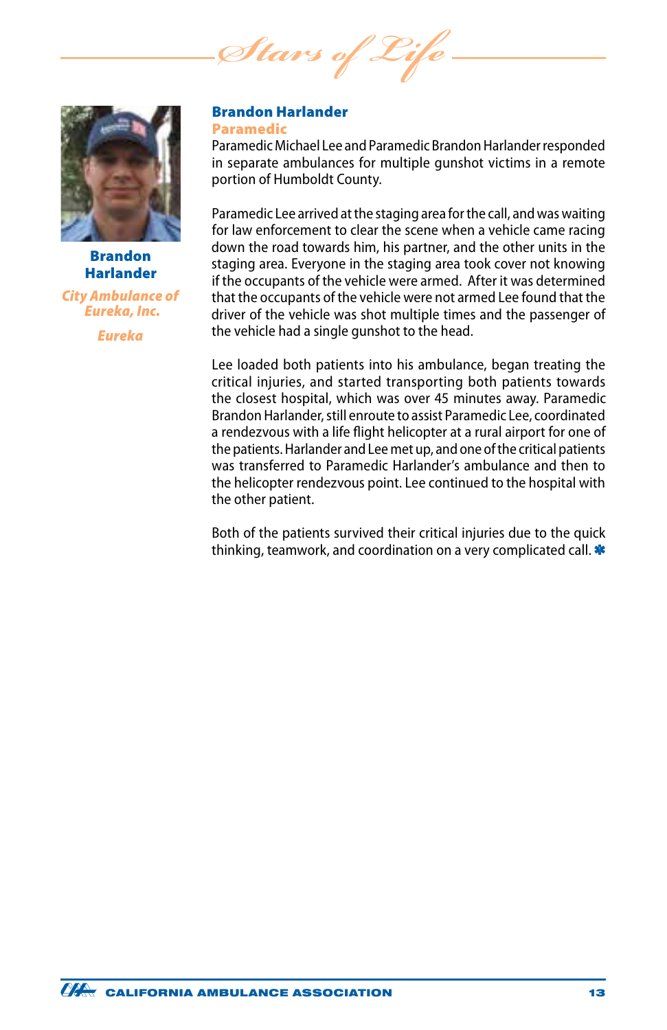## Brandon Harlander

**Paramedic**

**Brandon Harlander**

*City Ambulance of Eureka, Inc.*

*Eureka*

Paramedic Michael Lee and Paramedic Brandon Harlander responded in separate ambulances for multiple gunshot victims in a remote portion of Humboldt County.

Paramedic Lee arrived at the staging area for the call, and was waiting for law enforcement to clear the scene when a vehicle came racing down the road towards him, his partner, and the other units in the staging area. Everyone in the staging area took cover not knowing if the occupants of the vehicle were armed. After it was determined that the occupants of the vehicle were not armed Lee found that the driver of the vehicle was shot multiple times and the passenger of the vehicle had a single gunshot to the head.

Lee loaded both patients into his ambulance, began treating the critical injuries, and started transporting both patients towards the closest hospital, which was over 45 minutes away. Paramedic Brandon Harlander, still enroute to assist Paramedic Lee, coordinated a rendezvous with a life flight helicopter at a rural airport for one of the patients. Harlander and Lee met up, and one of the critical patients was transferred to Paramedic Harlander's ambulance and then to the helicopter rendezvous point. Lee continued to the hospital with the other patient.

Both of the patients survived their critical injuries due to the quick thinking, teamwork, and coordination on a very complicated call.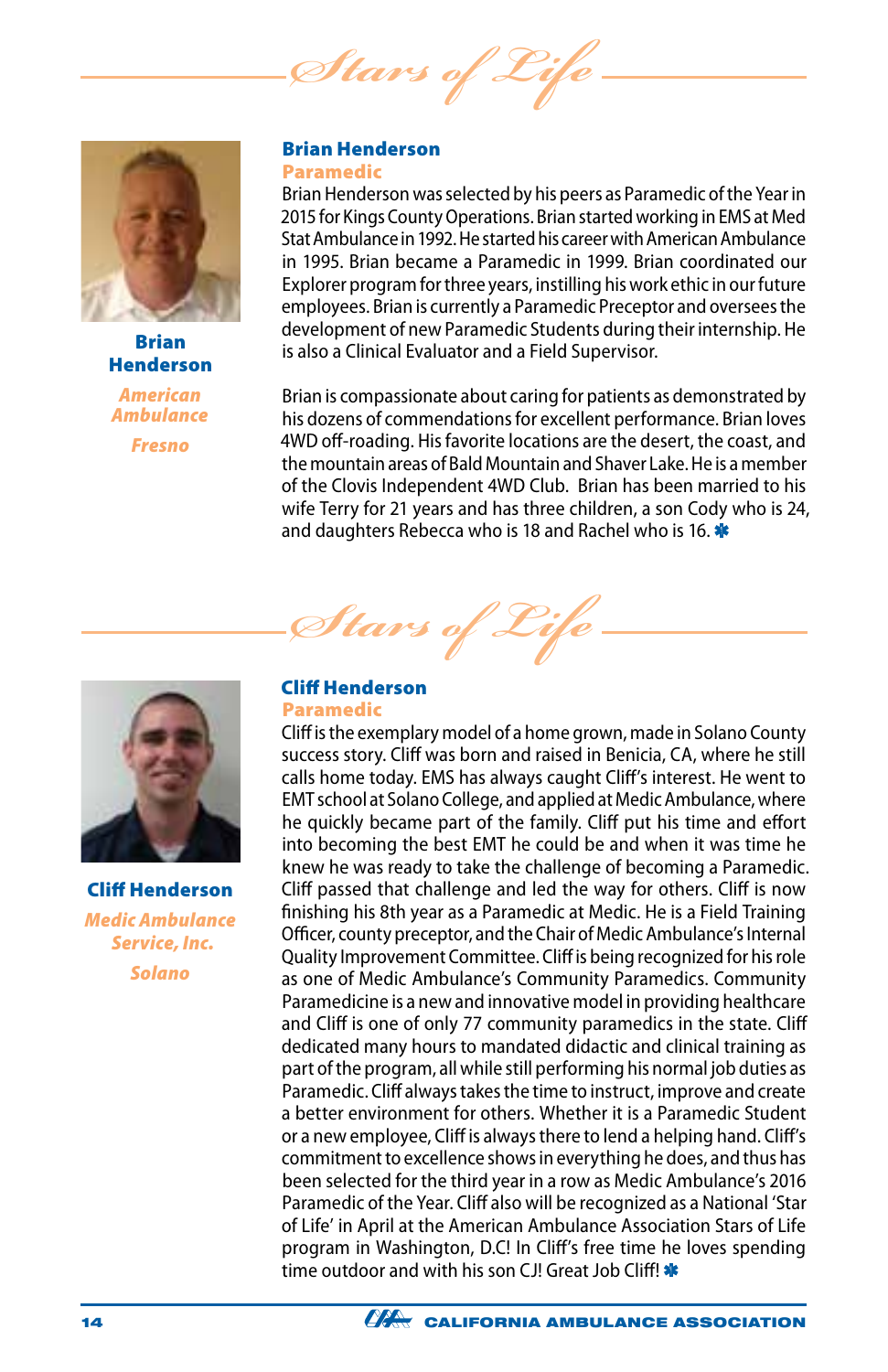## Stars of Life

**Brian Henderson**

*American Ambulance*

*Fresno*

### Brian Henderson

**Paramedic**

Brian Henderson was selected by his peers as Paramedic of the Year in 2015 for Kings County Operations. Brian started working in EMS at Med Stat Ambulance in 1992. He started his career with American Ambulance in 1995. Brian became a Paramedic in 1999. Brian coordinated our Explorer program for three years, instilling his work ethic in our future employees. Brian is currently a Paramedic Preceptor and oversees the development of new Paramedic Students during their internship. He is also a Clinical Evaluator and a Field Supervisor.

Brian is compassionate about caring for patients as demonstrated by his dozens of commendations for excellent performance. Brian loves 4WD off-roading. His favorite locations are the desert, the coast, and the mountain areas of Bald Mountain and Shaver Lake. He is a member of the Clovis Independent 4WD Club. Brian has been married to his wife Terry for 21 years and has three children, a son Cody who is 24, and daughters Rebecca who is 18 and Rachel who is 16.

## Stars of Life

**Cliff Henderson**

*Medic Ambulance Service, Inc.*

*Solano*

### Cliff Henderson

**Paramedic**

Cliff is the exemplary model of a home grown, made in Solano County success story. Cliff was born and raised in Benicia, CA, where he still calls home today. EMS has always caught Cliff's interest. He went to EMT school at Solano College, and applied at Medic Ambulance, where he quickly became part of the family. Cliff put his time and effort into becoming the best EMT he could be and when it was time he knew he was ready to take the challenge of becoming a Paramedic. Cliff passed that challenge and led the way for others. Cliff is now finishing his 8th year as a Paramedic at Medic. He is a Field Training Officer, county preceptor, and the Chair of Medic Ambulance's Internal Quality Improvement Committee. Cliff is being recognized for his role as one of Medic Ambulance's Community Paramedics. Community Paramedicine is a new and innovative model in providing healthcare and Cliff is one of only 77 community paramedics in the state. Cliff dedicated many hours to mandated didactic and clinical training as part of the program, all while still performing his normal job duties as Paramedic. Cliff always takes the time to instruct, improve and create a better environment for others. Whether it is a Paramedic Student or a new employee, Cliff is always there to lend a helping hand. Cliff's commitment to excellence shows in everything he does, and thus has been selected for the third year in a row as Medic Ambulance's 2016 Paramedic of the Year. Cliff also will be recognized as a National 'Star of Life' in April at the American Ambulance Association Stars of Life program in Washington, D.C! In Cliff's free time he loves spending time outdoor and with his son CJ! Great Job Cliff!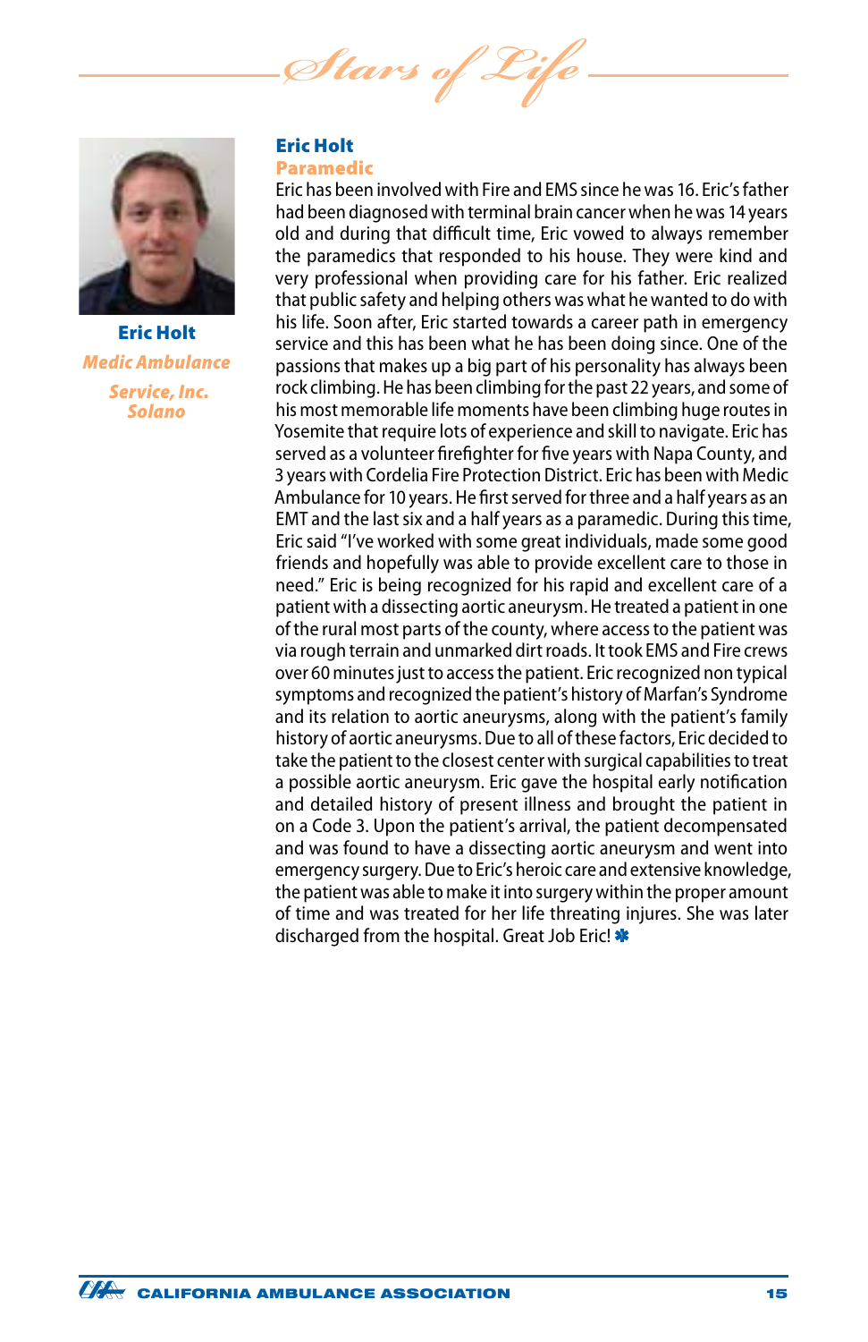Stars of Life

**Eric Holt**
*Medic Ambulance Service, Inc. Solano*

## Eric Holt
### Paramedic

Eric has been involved with Fire and EMS since he was 16. Eric's father had been diagnosed with terminal brain cancer when he was 14 years old and during that difficult time, Eric vowed to always remember the paramedics that responded to his house. They were kind and very professional when providing care for his father. Eric realized that public safety and helping others was what he wanted to do with his life. Soon after, Eric started towards a career path in emergency service and this has been what he has been doing since. One of the passions that makes up a big part of his personality has always been rock climbing. He has been climbing for the past 22 years, and some of his most memorable life moments have been climbing huge routes in Yosemite that require lots of experience and skill to navigate. Eric has served as a volunteer firefighter for five years with Napa County, and 3 years with Cordelia Fire Protection District. Eric has been with Medic Ambulance for 10 years. He first served for three and a half years as an EMT and the last six and a half years as a paramedic. During this time, Eric said "I've worked with some great individuals, made some good friends and hopefully was able to provide excellent care to those in need." Eric is being recognized for his rapid and excellent care of a patient with a dissecting aortic aneurysm. He treated a patient in one of the rural most parts of the county, where access to the patient was via rough terrain and unmarked dirt roads. It took EMS and Fire crews over 60 minutes just to access the patient. Eric recognized non typical symptoms and recognized the patient's history of Marfan's Syndrome and its relation to aortic aneurysms, along with the patient's family history of aortic aneurysms. Due to all of these factors, Eric decided to take the patient to the closest center with surgical capabilities to treat a possible aortic aneurysm. Eric gave the hospital early notification and detailed history of present illness and brought the patient in on a Code 3. Upon the patient's arrival, the patient decompensated and was found to have a dissecting aortic aneurysm and went into emergency surgery. Due to Eric's heroic care and extensive knowledge, the patient was able to make it into surgery within the proper amount of time and was treated for her life threating injures. She was later discharged from the hospital. Great Job Eric!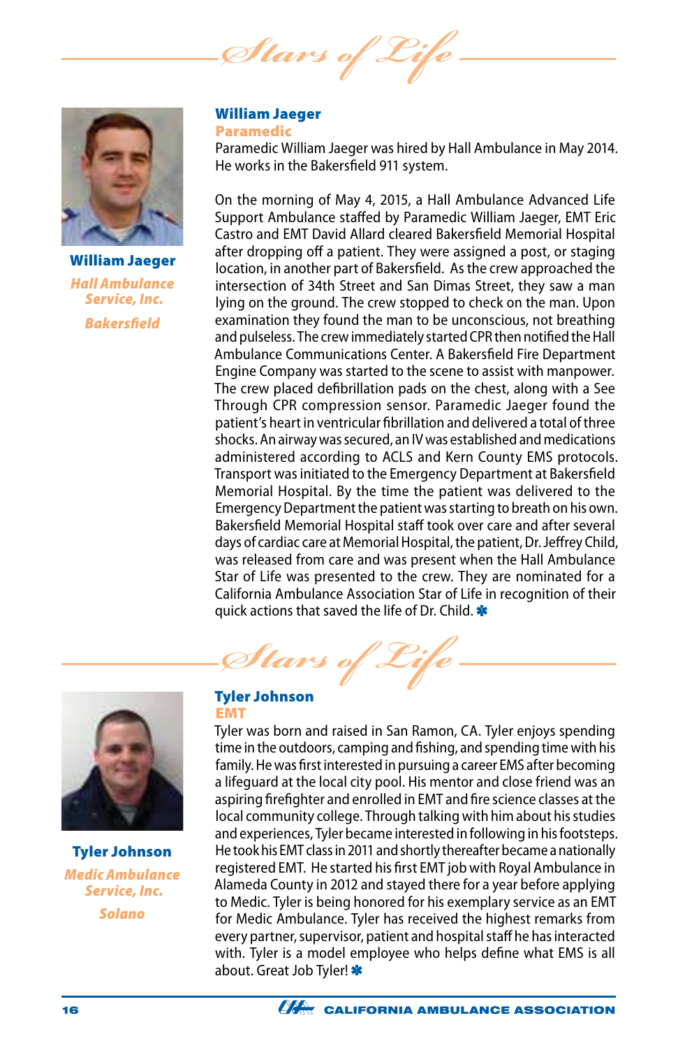## Stars of Life

**William Jaeger**
*Hall Ambulance Service, Inc.*
*Bakersfield*

### William Jaeger
**Paramedic**

Paramedic William Jaeger was hired by Hall Ambulance in May 2014. He works in the Bakersfield 911 system.

On the morning of May 4, 2015, a Hall Ambulance Advanced Life Support Ambulance staffed by Paramedic William Jaeger, EMT Eric Castro and EMT David Allard cleared Bakersfield Memorial Hospital after dropping off a patient. They were assigned a post, or staging location, in another part of Bakersfield. As the crew approached the intersection of 34th Street and San Dimas Street, they saw a man lying on the ground. The crew stopped to check on the man. Upon examination they found the man to be unconscious, not breathing and pulseless. The crew immediately started CPR then notified the Hall Ambulance Communications Center. A Bakersfield Fire Department Engine Company was started to the scene to assist with manpower. The crew placed defibrillation pads on the chest, along with a See Through CPR compression sensor. Paramedic Jaeger found the patient's heart in ventricular fibrillation and delivered a total of three shocks. An airway was secured, an IV was established and medications administered according to ACLS and Kern County EMS protocols. Transport was initiated to the Emergency Department at Bakersfield Memorial Hospital. By the time the patient was delivered to the Emergency Department the patient was starting to breath on his own. Bakersfield Memorial Hospital staff took over care and after several days of cardiac care at Memorial Hospital, the patient, Dr. Jeffrey Child, was released from care and was present when the Hall Ambulance Star of Life was presented to the crew. They are nominated for a California Ambulance Association Star of Life in recognition of their quick actions that saved the life of Dr. Child. ✱

## Stars of Life

**Tyler Johnson**
*Medic Ambulance Service, Inc.*
*Solano*

### Tyler Johnson
**EMT**

Tyler was born and raised in San Ramon, CA. Tyler enjoys spending time in the outdoors, camping and fishing, and spending time with his family. He was first interested in pursuing a career EMS after becoming a lifeguard at the local city pool. His mentor and close friend was an aspiring firefighter and enrolled in EMT and fire science classes at the local community college. Through talking with him about his studies and experiences, Tyler became interested in following in his footsteps. He took his EMT class in 2011 and shortly thereafter became a nationally registered EMT. He started his first EMT job with Royal Ambulance in Alameda County in 2012 and stayed there for a year before applying to Medic. Tyler is being honored for his exemplary service as an EMT for Medic Ambulance. Tyler has received the highest remarks from every partner, supervisor, patient and hospital staff he has interacted with. Tyler is a model employee who helps define what EMS is all about. Great Job Tyler! ✱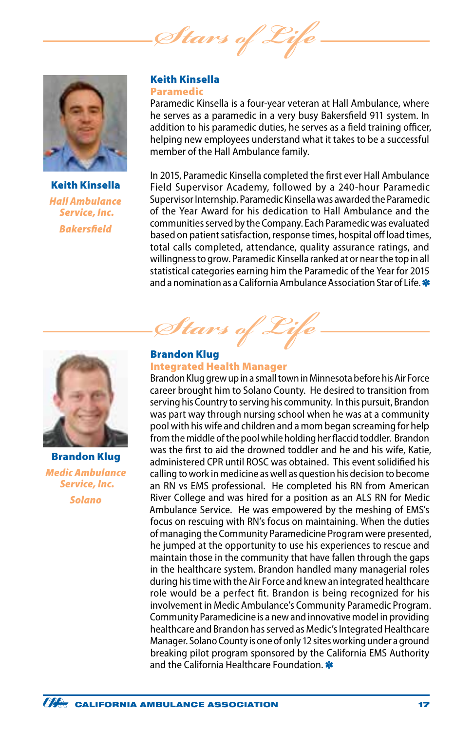## Stars of Life

**Keith Kinsella**
*Hall Ambulance Service, Inc.*
*Bakersfield*

### Keith Kinsella
**Paramedic**

Paramedic Kinsella is a four-year veteran at Hall Ambulance, where he serves as a paramedic in a very busy Bakersfield 911 system. In addition to his paramedic duties, he serves as a field training officer, helping new employees understand what it takes to be a successful member of the Hall Ambulance family.

In 2015, Paramedic Kinsella completed the first ever Hall Ambulance Field Supervisor Academy, followed by a 240-hour Paramedic Supervisor Internship. Paramedic Kinsella was awarded the Paramedic of the Year Award for his dedication to Hall Ambulance and the communities served by the Company. Each Paramedic was evaluated based on patient satisfaction, response times, hospital off load times, total calls completed, attendance, quality assurance ratings, and willingness to grow. Paramedic Kinsella ranked at or near the top in all statistical categories earning him the Paramedic of the Year for 2015 and a nomination as a California Ambulance Association Star of Life.

## Stars of Life

**Brandon Klug**
*Medic Ambulance Service, Inc.*
*Solano*

### Brandon Klug
**Integrated Health Manager**

Brandon Klug grew up in a small town in Minnesota before his Air Force career brought him to Solano County. He desired to transition from serving his Country to serving his community. In this pursuit, Brandon was part way through nursing school when he was at a community pool with his wife and children and a mom began screaming for help from the middle of the pool while holding her flaccid toddler. Brandon was the first to aid the drowned toddler and he and his wife, Katie, administered CPR until ROSC was obtained. This event solidified his calling to work in medicine as well as question his decision to become an RN vs EMS professional. He completed his RN from American River College and was hired for a position as an ALS RN for Medic Ambulance Service. He was empowered by the meshing of EMS's focus on rescuing with RN's focus on maintaining. When the duties of managing the Community Paramedicine Program were presented, he jumped at the opportunity to use his experiences to rescue and maintain those in the community that have fallen through the gaps in the healthcare system. Brandon handled many managerial roles during his time with the Air Force and knew an integrated healthcare role would be a perfect fit. Brandon is being recognized for his involvement in Medic Ambulance's Community Paramedic Program. Community Paramedicine is a new and innovative model in providing healthcare and Brandon has served as Medic's Integrated Healthcare Manager. Solano County is one of only 12 sites working under a ground breaking pilot program sponsored by the California EMS Authority and the California Healthcare Foundation.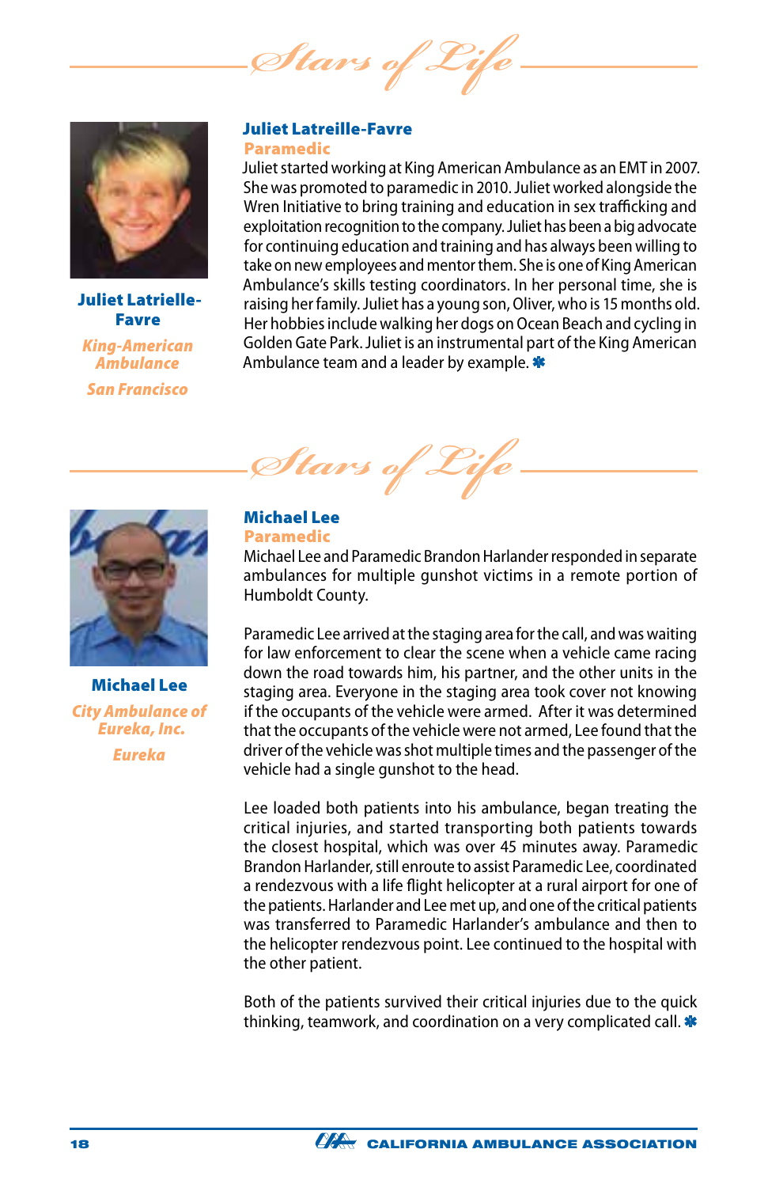# Stars of Life

**Juliet Latrielle-Favre**

*King-American Ambulance*

*San Francisco*

## Juliet Latreille-Favre

**Paramedic**

Juliet started working at King American Ambulance as an EMT in 2007. She was promoted to paramedic in 2010. Juliet worked alongside the Wren Initiative to bring training and education in sex trafficking and exploitation recognition to the company. Juliet has been a big advocate for continuing education and training and has always been willing to take on new employees and mentor them. She is one of King American Ambulance's skills testing coordinators. In her personal time, she is raising her family. Juliet has a young son, Oliver, who is 15 months old. Her hobbies include walking her dogs on Ocean Beach and cycling in Golden Gate Park. Juliet is an instrumental part of the King American Ambulance team and a leader by example. ✱

# Stars of Life

**Michael Lee**

*City Ambulance of Eureka, Inc.*

*Eureka*

## Michael Lee

**Paramedic**

Michael Lee and Paramedic Brandon Harlander responded in separate ambulances for multiple gunshot victims in a remote portion of Humboldt County.

Paramedic Lee arrived at the staging area for the call, and was waiting for law enforcement to clear the scene when a vehicle came racing down the road towards him, his partner, and the other units in the staging area. Everyone in the staging area took cover not knowing if the occupants of the vehicle were armed. After it was determined that the occupants of the vehicle were not armed, Lee found that the driver of the vehicle was shot multiple times and the passenger of the vehicle had a single gunshot to the head.

Lee loaded both patients into his ambulance, began treating the critical injuries, and started transporting both patients towards the closest hospital, which was over 45 minutes away. Paramedic Brandon Harlander, still enroute to assist Paramedic Lee, coordinated a rendezvous with a life flight helicopter at a rural airport for one of the patients. Harlander and Lee met up, and one of the critical patients was transferred to Paramedic Harlander's ambulance and then to the helicopter rendezvous point. Lee continued to the hospital with the other patient.

Both of the patients survived their critical injuries due to the quick thinking, teamwork, and coordination on a very complicated call. ✱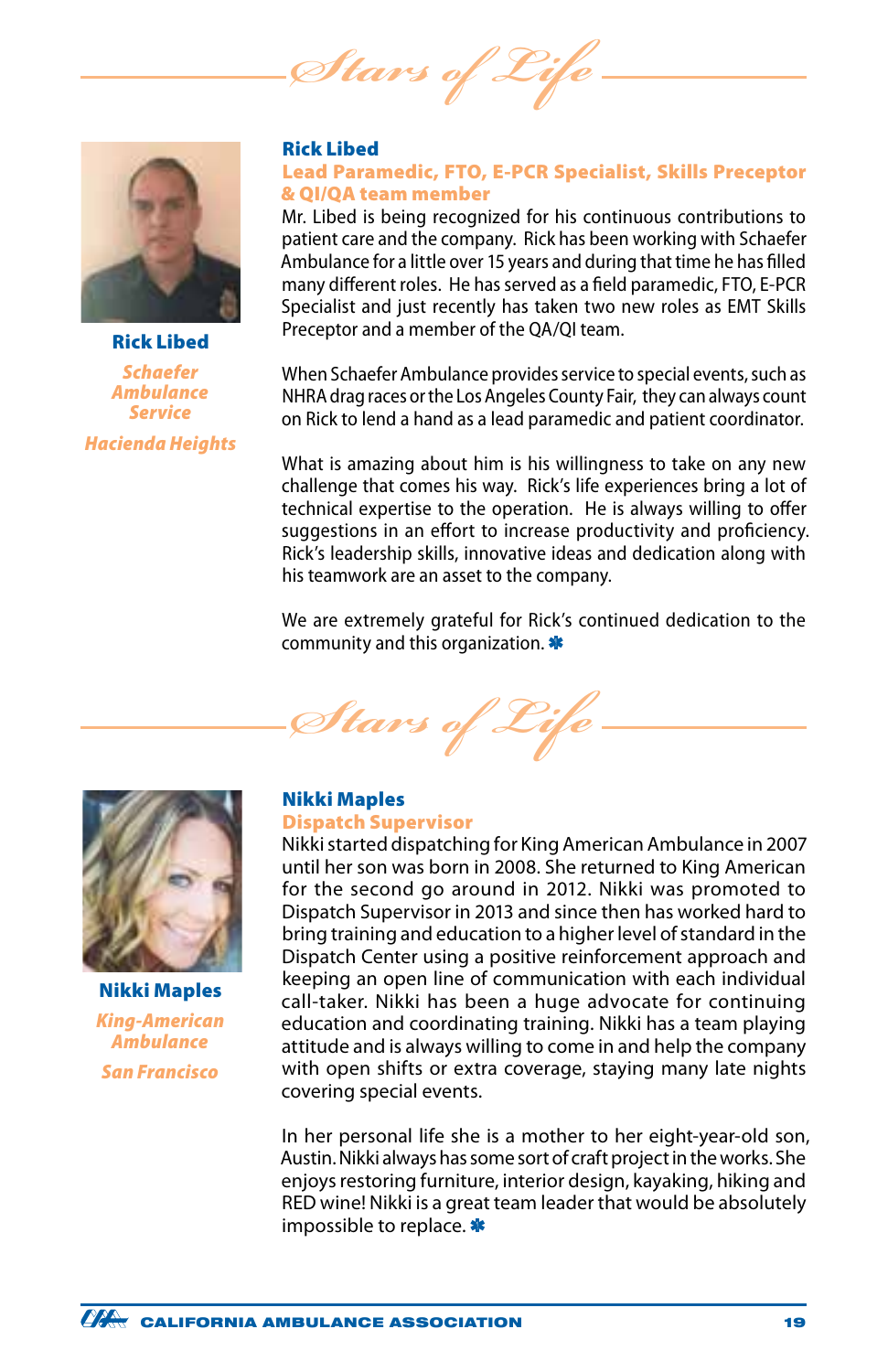# Stars of Life

**Rick Libed**

*Schaefer Ambulance Service*

*Hacienda Heights*

## Rick Libed

### Lead Paramedic, FTO, E-PCR Specialist, Skills Preceptor & QI/QA team member

Mr. Libed is being recognized for his continuous contributions to patient care and the company. Rick has been working with Schaefer Ambulance for a little over 15 years and during that time he has filled many different roles. He has served as a field paramedic, FTO, E-PCR Specialist and just recently has taken two new roles as EMT Skills Preceptor and a member of the QA/QI team.

When Schaefer Ambulance provides service to special events, such as NHRA drag races or the Los Angeles County Fair, they can always count on Rick to lend a hand as a lead paramedic and patient coordinator.

What is amazing about him is his willingness to take on any new challenge that comes his way. Rick's life experiences bring a lot of technical expertise to the operation. He is always willing to offer suggestions in an effort to increase productivity and proficiency. Rick's leadership skills, innovative ideas and dedication along with his teamwork are an asset to the company.

We are extremely grateful for Rick's continued dedication to the community and this organization. ✱

# Stars of Life

**Nikki Maples**

*King-American Ambulance*

*San Francisco*

## Nikki Maples

### Dispatch Supervisor

Nikki started dispatching for King American Ambulance in 2007 until her son was born in 2008. She returned to King American for the second go around in 2012. Nikki was promoted to Dispatch Supervisor in 2013 and since then has worked hard to bring training and education to a higher level of standard in the Dispatch Center using a positive reinforcement approach and keeping an open line of communication with each individual call-taker. Nikki has been a huge advocate for continuing education and coordinating training. Nikki has a team playing attitude and is always willing to come in and help the company with open shifts or extra coverage, staying many late nights covering special events.

In her personal life she is a mother to her eight-year-old son, Austin. Nikki always has some sort of craft project in the works. She enjoys restoring furniture, interior design, kayaking, hiking and RED wine! Nikki is a great team leader that would be absolutely impossible to replace. ✱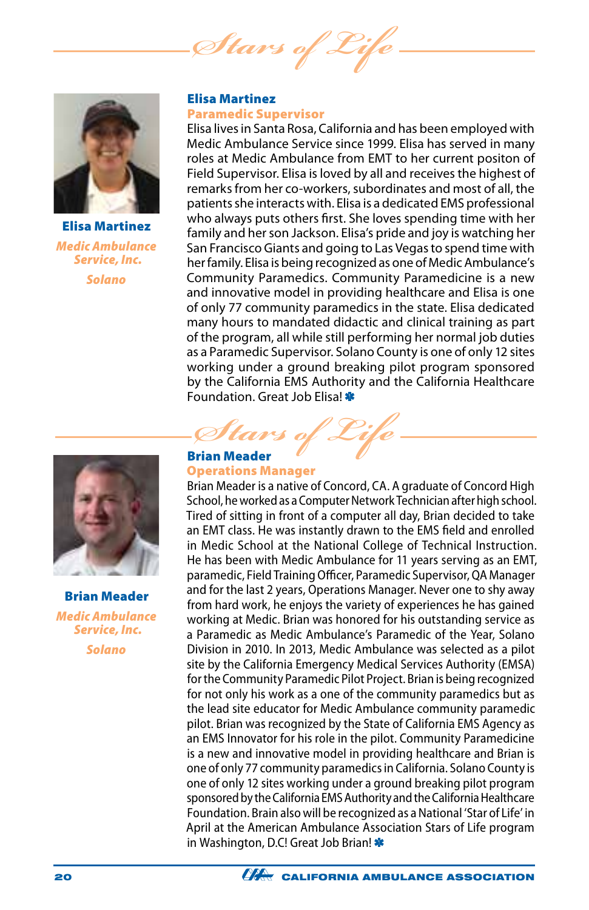# *Stars of Life*

**Elisa Martinez**

*Medic Ambulance Service, Inc.*

*Solano*

## Elisa Martinez

### Paramedic Supervisor

Elisa lives in Santa Rosa, California and has been employed with Medic Ambulance Service since 1999. Elisa has served in many roles at Medic Ambulance from EMT to her current positon of Field Supervisor. Elisa is loved by all and receives the highest of remarks from her co-workers, subordinates and most of all, the patients she interacts with. Elisa is a dedicated EMS professional who always puts others first. She loves spending time with her family and her son Jackson. Elisa's pride and joy is watching her San Francisco Giants and going to Las Vegas to spend time with her family. Elisa is being recognized as one of Medic Ambulance's Community Paramedics. Community Paramedicine is a new and innovative model in providing healthcare and Elisa is one of only 77 community paramedics in the state. Elisa dedicated many hours to mandated didactic and clinical training as part of the program, all while still performing her normal job duties as a Paramedic Supervisor. Solano County is one of only 12 sites working under a ground breaking pilot program sponsored by the California EMS Authority and the California Healthcare Foundation. Great Job Elisa!

# *Stars of Life*

**Brian Meader**

*Medic Ambulance Service, Inc.*

*Solano*

## Brian Meader

### Operations Manager

Brian Meader is a native of Concord, CA. A graduate of Concord High School, he worked as a Computer Network Technician after high school. Tired of sitting in front of a computer all day, Brian decided to take an EMT class. He was instantly drawn to the EMS field and enrolled in Medic School at the National College of Technical Instruction. He has been with Medic Ambulance for 11 years serving as an EMT, paramedic, Field Training Officer, Paramedic Supervisor, QA Manager and for the last 2 years, Operations Manager. Never one to shy away from hard work, he enjoys the variety of experiences he has gained working at Medic. Brian was honored for his outstanding service as a Paramedic as Medic Ambulance's Paramedic of the Year, Solano Division in 2010. In 2013, Medic Ambulance was selected as a pilot site by the California Emergency Medical Services Authority (EMSA) for the Community Paramedic Pilot Project. Brian is being recognized for not only his work as a one of the community paramedics but as the lead site educator for Medic Ambulance community paramedic pilot. Brian was recognized by the State of California EMS Agency as an EMS Innovator for his role in the pilot. Community Paramedicine is a new and innovative model in providing healthcare and Brian is one of only 77 community paramedics in California. Solano County is one of only 12 sites working under a ground breaking pilot program sponsored by the California EMS Authority and the California Healthcare Foundation. Brain also will be recognized as a National 'Star of Life' in April at the American Ambulance Association Stars of Life program in Washington, D.C! Great Job Brian!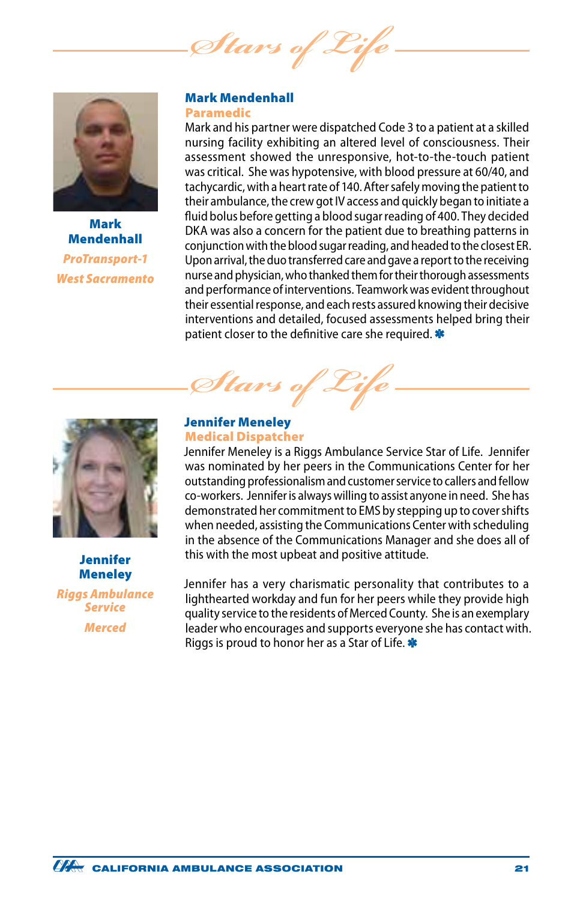# Stars of Life

**Mark Mendenhall**

*ProTransport-1*

*West Sacramento*

## Mark Mendenhall

### Paramedic

Mark and his partner were dispatched Code 3 to a patient at a skilled nursing facility exhibiting an altered level of consciousness. Their assessment showed the unresponsive, hot-to-the-touch patient was critical. She was hypotensive, with blood pressure at 60/40, and tachycardic, with a heart rate of 140. After safely moving the patient to their ambulance, the crew got IV access and quickly began to initiate a fluid bolus before getting a blood sugar reading of 400. They decided DKA was also a concern for the patient due to breathing patterns in conjunction with the blood sugar reading, and headed to the closest ER. Upon arrival, the duo transferred care and gave a report to the receiving nurse and physician, who thanked them for their thorough assessments and performance of interventions. Teamwork was evident throughout their essential response, and each rests assured knowing their decisive interventions and detailed, focused assessments helped bring their patient closer to the definitive care she required. ✱

# Stars of Life

**Jennifer Meneley**

*Riggs Ambulance Service*

*Merced*

## Jennifer Meneley

### Medical Dispatcher

Jennifer Meneley is a Riggs Ambulance Service Star of Life. Jennifer was nominated by her peers in the Communications Center for her outstanding professionalism and customer service to callers and fellow co-workers. Jennifer is always willing to assist anyone in need. She has demonstrated her commitment to EMS by stepping up to cover shifts when needed, assisting the Communications Center with scheduling in the absence of the Communications Manager and she does all of this with the most upbeat and positive attitude.

Jennifer has a very charismatic personality that contributes to a lighthearted workday and fun for her peers while they provide high quality service to the residents of Merced County. She is an exemplary leader who encourages and supports everyone she has contact with. Riggs is proud to honor her as a Star of Life. ✱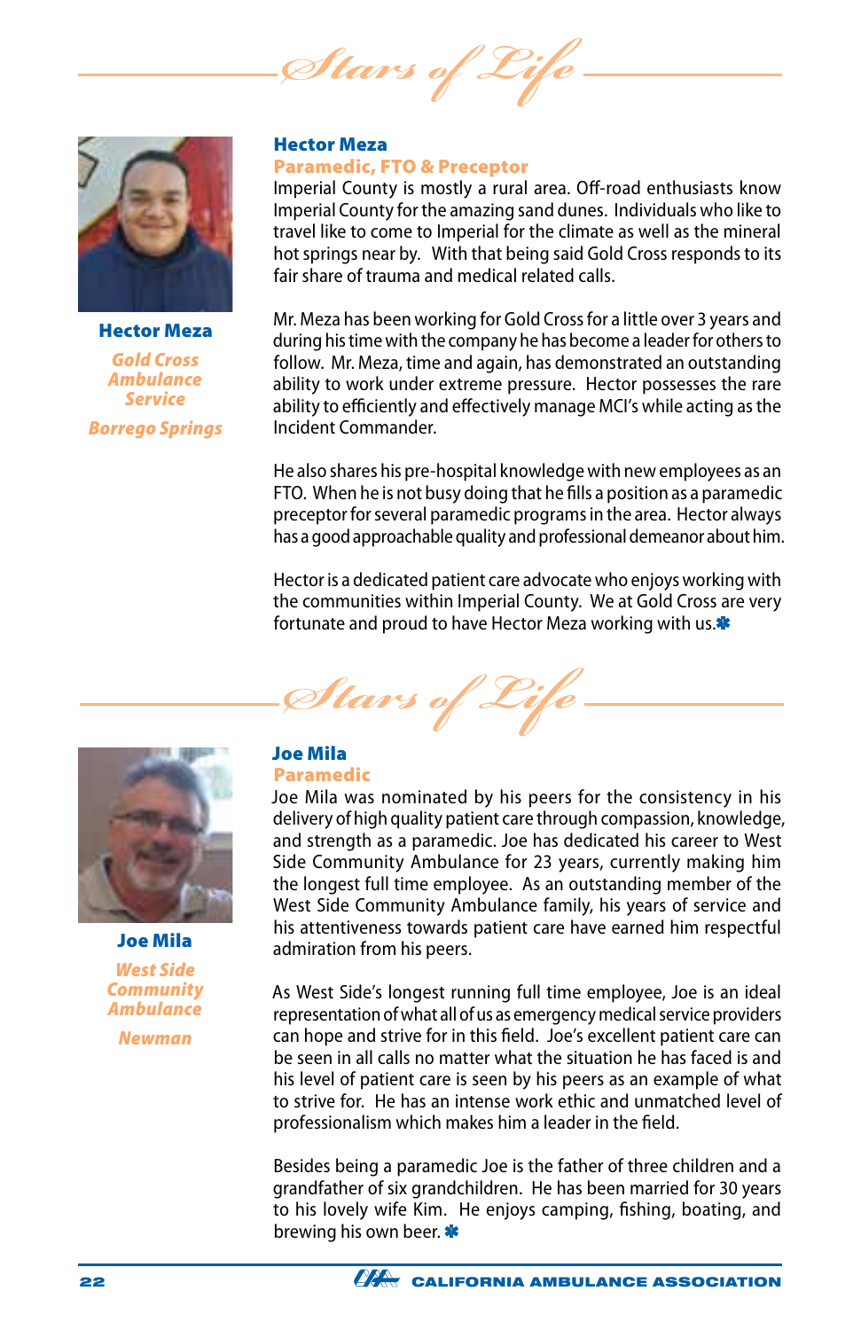## Stars of Life

**Hector Meza**

*Gold Cross Ambulance Service*

*Borrego Springs*

### Hector Meza

**Paramedic, FTO & Preceptor**

Imperial County is mostly a rural area. Off-road enthusiasts know Imperial County for the amazing sand dunes. Individuals who like to travel like to come to Imperial for the climate as well as the mineral hot springs near by. With that being said Gold Cross responds to its fair share of trauma and medical related calls.

Mr. Meza has been working for Gold Cross for a little over 3 years and during his time with the company he has become a leader for others to follow. Mr. Meza, time and again, has demonstrated an outstanding ability to work under extreme pressure. Hector possesses the rare ability to efficiently and effectively manage MCI's while acting as the Incident Commander.

He also shares his pre-hospital knowledge with new employees as an FTO. When he is not busy doing that he fills a position as a paramedic preceptor for several paramedic programs in the area. Hector always has a good approachable quality and professional demeanor about him.

Hector is a dedicated patient care advocate who enjoys working with the communities within Imperial County. We at Gold Cross are very fortunate and proud to have Hector Meza working with us.

## Stars of Life

**Joe Mila**

*West Side Community Ambulance*

*Newman*

### Joe Mila

**Paramedic**

Joe Mila was nominated by his peers for the consistency in his delivery of high quality patient care through compassion, knowledge, and strength as a paramedic. Joe has dedicated his career to West Side Community Ambulance for 23 years, currently making him the longest full time employee. As an outstanding member of the West Side Community Ambulance family, his years of service and his attentiveness towards patient care have earned him respectful admiration from his peers.

As West Side's longest running full time employee, Joe is an ideal representation of what all of us as emergency medical service providers can hope and strive for in this field. Joe's excellent patient care can be seen in all calls no matter what the situation he has faced is and his level of patient care is seen by his peers as an example of what to strive for. He has an intense work ethic and unmatched level of professionalism which makes him a leader in the field.

Besides being a paramedic Joe is the father of three children and a grandfather of six grandchildren. He has been married for 30 years to his lovely wife Kim. He enjoys camping, fishing, boating, and brewing his own beer.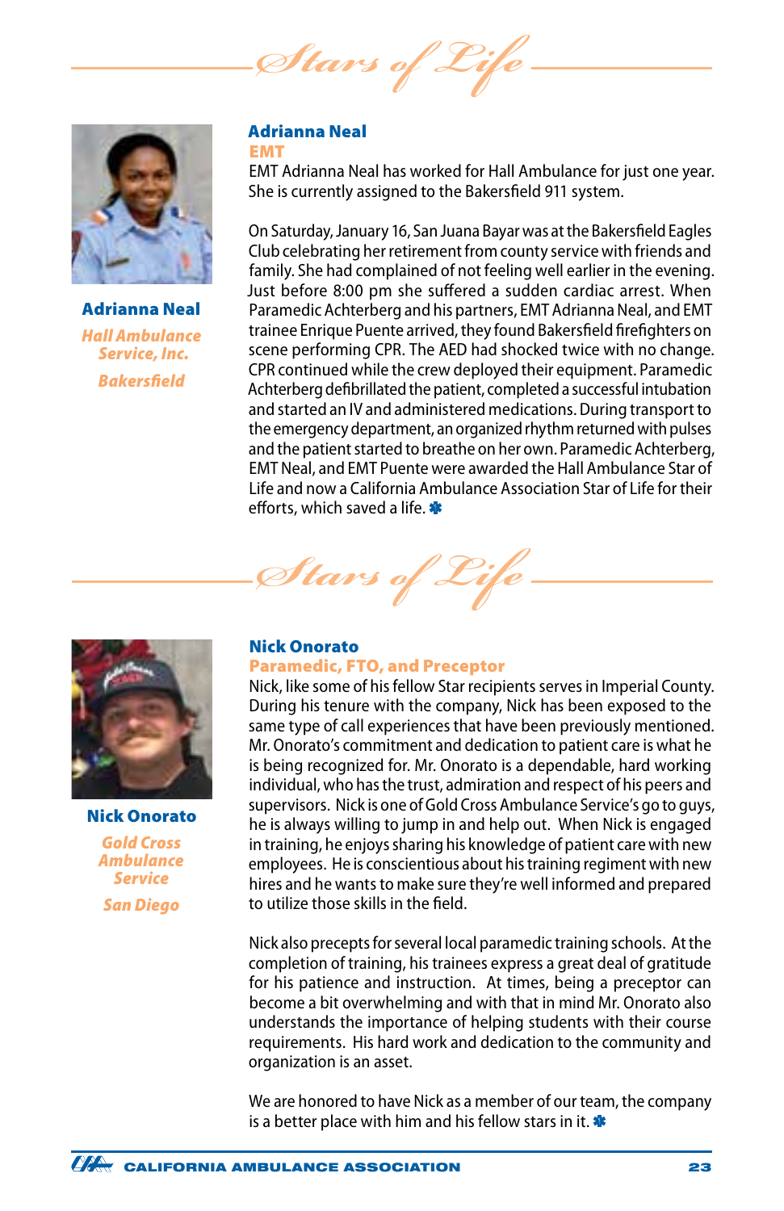# Stars of Life

**Adrianna Neal**

*Hall Ambulance Service, Inc.*

*Bakersfield*

## Adrianna Neal

### EMT

EMT Adrianna Neal has worked for Hall Ambulance for just one year. She is currently assigned to the Bakersfield 911 system.

On Saturday, January 16, San Juana Bayar was at the Bakersfield Eagles Club celebrating her retirement from county service with friends and family. She had complained of not feeling well earlier in the evening. Just before 8:00 pm she suffered a sudden cardiac arrest. When Paramedic Achterberg and his partners, EMT Adrianna Neal, and EMT trainee Enrique Puente arrived, they found Bakersfield firefighters on scene performing CPR. The AED had shocked twice with no change. CPR continued while the crew deployed their equipment. Paramedic Achterberg defibrillated the patient, completed a successful intubation and started an IV and administered medications. During transport to the emergency department, an organized rhythm returned with pulses and the patient started to breathe on her own. Paramedic Achterberg, EMT Neal, and EMT Puente were awarded the Hall Ambulance Star of Life and now a California Ambulance Association Star of Life for their efforts, which saved a life. ✱

# Stars of Life

**Nick Onorato**

*Gold Cross Ambulance Service*

*San Diego*

## Nick Onorato

### Paramedic, FTO, and Preceptor

Nick, like some of his fellow Star recipients serves in Imperial County. During his tenure with the company, Nick has been exposed to the same type of call experiences that have been previously mentioned. Mr. Onorato's commitment and dedication to patient care is what he is being recognized for. Mr. Onorato is a dependable, hard working individual, who has the trust, admiration and respect of his peers and supervisors. Nick is one of Gold Cross Ambulance Service's go to guys, he is always willing to jump in and help out. When Nick is engaged in training, he enjoys sharing his knowledge of patient care with new employees. He is conscientious about his training regiment with new hires and he wants to make sure they're well informed and prepared to utilize those skills in the field.

Nick also precepts for several local paramedic training schools. At the completion of training, his trainees express a great deal of gratitude for his patience and instruction. At times, being a preceptor can become a bit overwhelming and with that in mind Mr. Onorato also understands the importance of helping students with their course requirements. His hard work and dedication to the community and organization is an asset.

We are honored to have Nick as a member of our team, the company is a better place with him and his fellow stars in it. ✱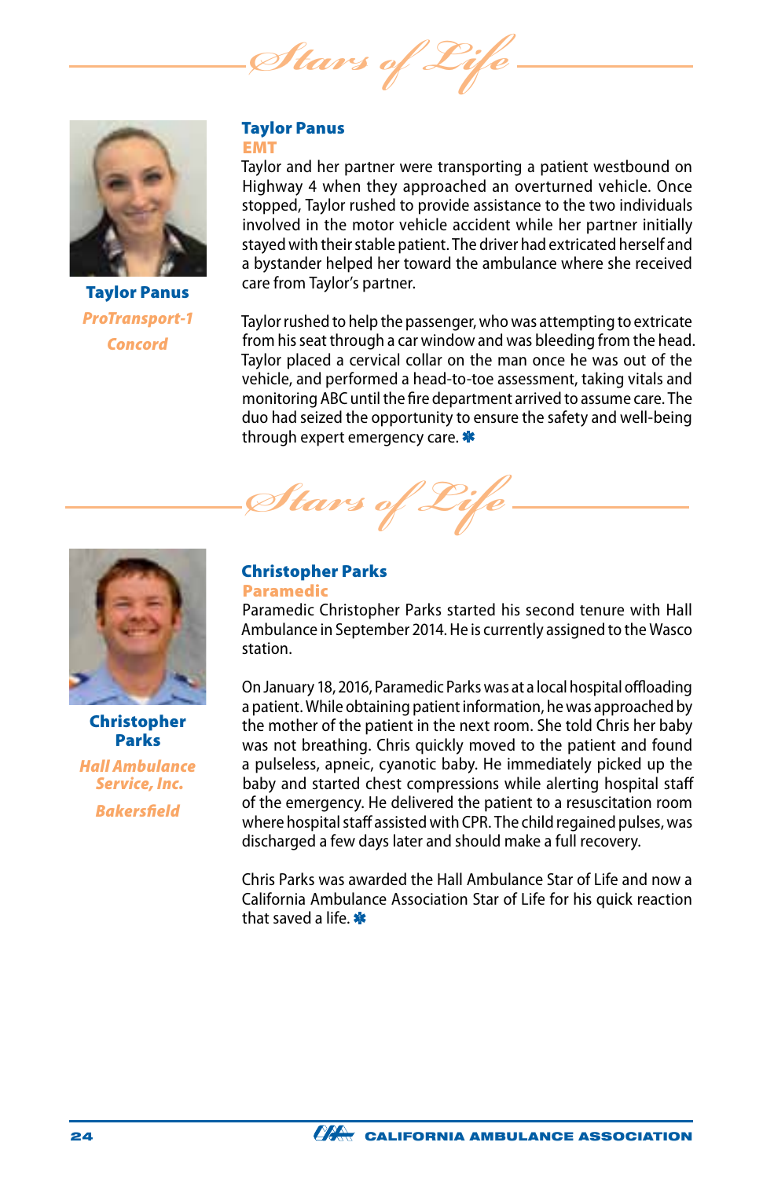*Stars of Life*

**Taylor Panus**
*ProTransport-1*
*Concord*

## Taylor Panus

**EMT**

Taylor and her partner were transporting a patient westbound on Highway 4 when they approached an overturned vehicle. Once stopped, Taylor rushed to provide assistance to the two individuals involved in the motor vehicle accident while her partner initially stayed with their stable patient. The driver had extricated herself and a bystander helped her toward the ambulance where she received care from Taylor's partner.

Taylor rushed to help the passenger, who was attempting to extricate from his seat through a car window and was bleeding from the head. Taylor placed a cervical collar on the man once he was out of the vehicle, and performed a head-to-toe assessment, taking vitals and monitoring ABC until the fire department arrived to assume care. The duo had seized the opportunity to ensure the safety and well-being through expert emergency care. ✱

*Stars of Life*

**Christopher Parks**
*Hall Ambulance Service, Inc.*
*Bakersfield*

## Christopher Parks

**Paramedic**

Paramedic Christopher Parks started his second tenure with Hall Ambulance in September 2014. He is currently assigned to the Wasco station.

On January 18, 2016, Paramedic Parks was at a local hospital offloading a patient. While obtaining patient information, he was approached by the mother of the patient in the next room. She told Chris her baby was not breathing. Chris quickly moved to the patient and found a pulseless, apneic, cyanotic baby. He immediately picked up the baby and started chest compressions while alerting hospital staff of the emergency. He delivered the patient to a resuscitation room where hospital staff assisted with CPR. The child regained pulses, was discharged a few days later and should make a full recovery.

Chris Parks was awarded the Hall Ambulance Star of Life and now a California Ambulance Association Star of Life for his quick reaction that saved a life. ✱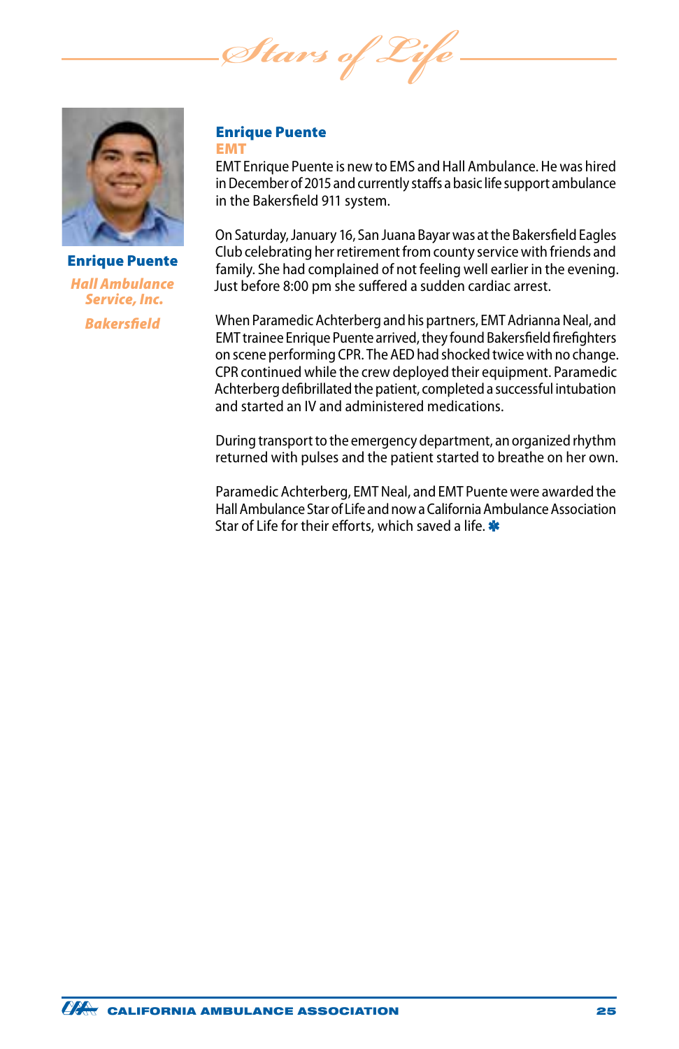**Enrique Puente**

*Hall Ambulance Service, Inc.*

*Bakersfield*

## Enrique Puente

### EMT

EMT Enrique Puente is new to EMS and Hall Ambulance. He was hired in December of 2015 and currently staffs a basic life support ambulance in the Bakersfield 911 system.

On Saturday, January 16, San Juana Bayar was at the Bakersfield Eagles Club celebrating her retirement from county service with friends and family. She had complained of not feeling well earlier in the evening. Just before 8:00 pm she suffered a sudden cardiac arrest.

When Paramedic Achterberg and his partners, EMT Adrianna Neal, and EMT trainee Enrique Puente arrived, they found Bakersfield firefighters on scene performing CPR. The AED had shocked twice with no change. CPR continued while the crew deployed their equipment. Paramedic Achterberg defibrillated the patient, completed a successful intubation and started an IV and administered medications.

During transport to the emergency department, an organized rhythm returned with pulses and the patient started to breathe on her own.

Paramedic Achterberg, EMT Neal, and EMT Puente were awarded the Hall Ambulance Star of Life and now a California Ambulance Association Star of Life for their efforts, which saved a life.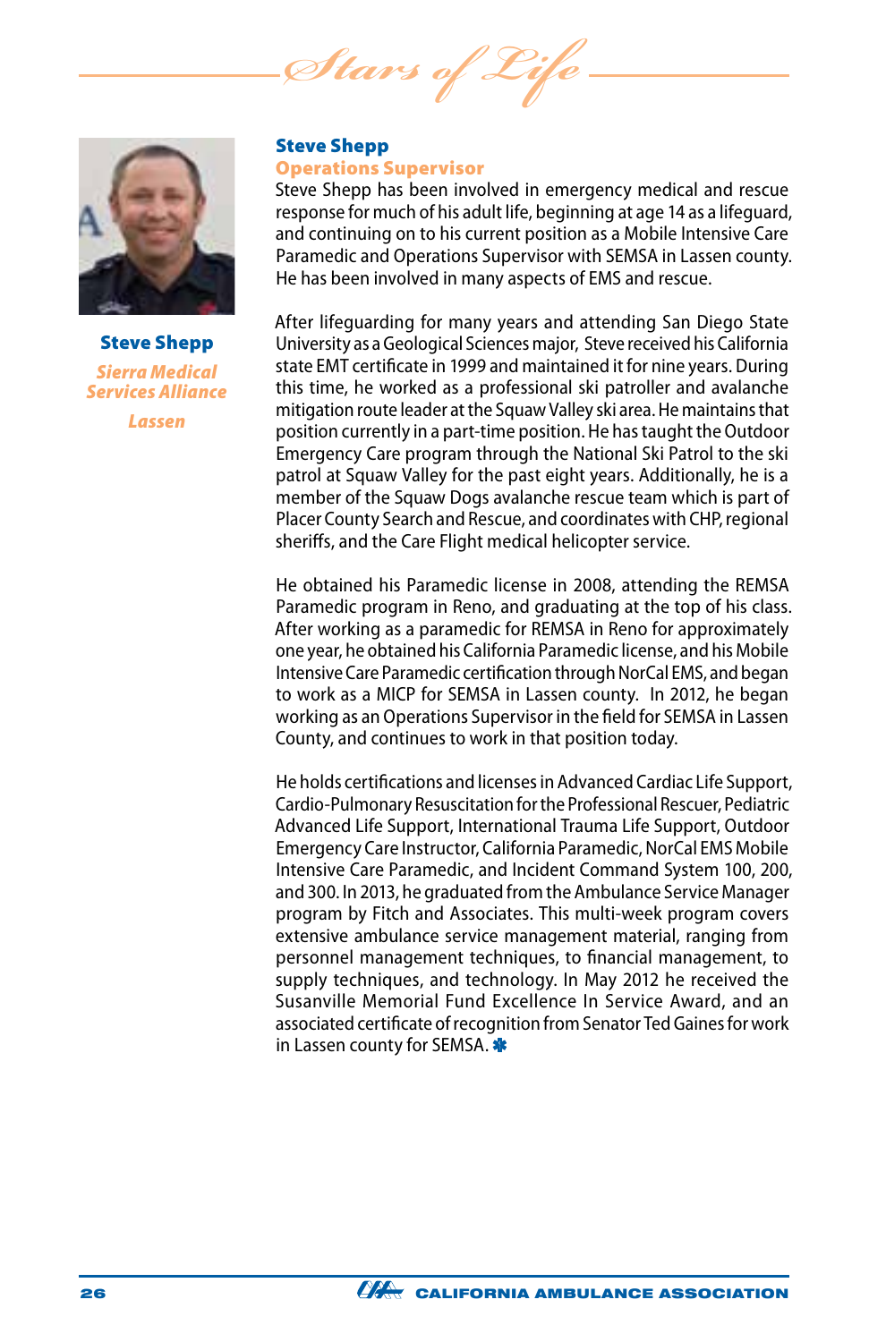**Steve Shepp**

*Sierra Medical Services Alliance*

*Lassen*

## Steve Shepp

### Operations Supervisor

Steve Shepp has been involved in emergency medical and rescue response for much of his adult life, beginning at age 14 as a lifeguard, and continuing on to his current position as a Mobile Intensive Care Paramedic and Operations Supervisor with SEMSA in Lassen county. He has been involved in many aspects of EMS and rescue.

After lifeguarding for many years and attending San Diego State University as a Geological Sciences major, Steve received his California state EMT certificate in 1999 and maintained it for nine years. During this time, he worked as a professional ski patroller and avalanche mitigation route leader at the Squaw Valley ski area. He maintains that position currently in a part-time position. He has taught the Outdoor Emergency Care program through the National Ski Patrol to the ski patrol at Squaw Valley for the past eight years. Additionally, he is a member of the Squaw Dogs avalanche rescue team which is part of Placer County Search and Rescue, and coordinates with CHP, regional sheriffs, and the Care Flight medical helicopter service.

He obtained his Paramedic license in 2008, attending the REMSA Paramedic program in Reno, and graduating at the top of his class. After working as a paramedic for REMSA in Reno for approximately one year, he obtained his California Paramedic license, and his Mobile Intensive Care Paramedic certification through NorCal EMS, and began to work as a MICP for SEMSA in Lassen county. In 2012, he began working as an Operations Supervisor in the field for SEMSA in Lassen County, and continues to work in that position today.

He holds certifications and licenses in Advanced Cardiac Life Support, Cardio-Pulmonary Resuscitation for the Professional Rescuer, Pediatric Advanced Life Support, International Trauma Life Support, Outdoor Emergency Care Instructor, California Paramedic, NorCal EMS Mobile Intensive Care Paramedic, and Incident Command System 100, 200, and 300. In 2013, he graduated from the Ambulance Service Manager program by Fitch and Associates. This multi-week program covers extensive ambulance service management material, ranging from personnel management techniques, to financial management, to supply techniques, and technology. In May 2012 he received the Susanville Memorial Fund Excellence In Service Award, and an associated certificate of recognition from Senator Ted Gaines for work in Lassen county for SEMSA.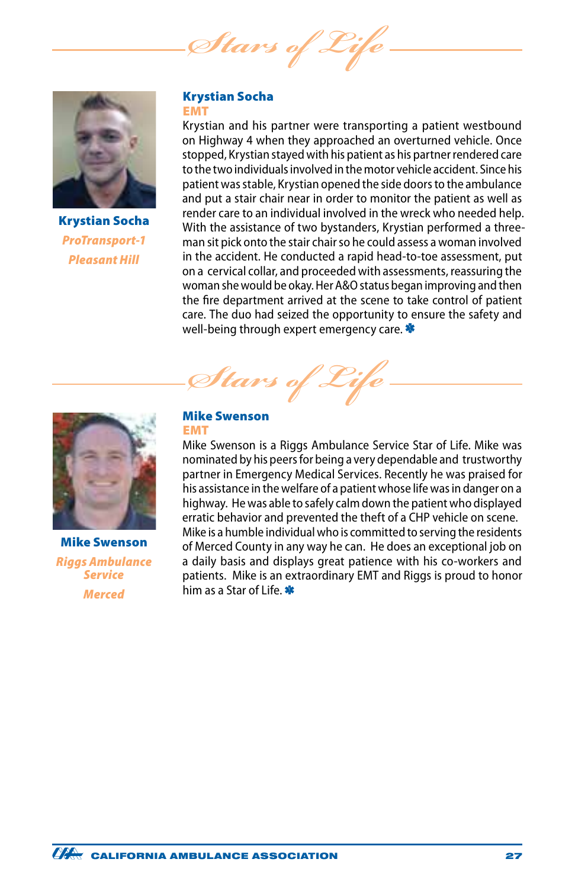*Stars of Life*

**Krystian Socha**
*ProTransport-1*
*Pleasant Hill*

### Krystian Socha
**EMT**

Krystian and his partner were transporting a patient westbound on Highway 4 when they approached an overturned vehicle. Once stopped, Krystian stayed with his patient as his partner rendered care to the two individuals involved in the motor vehicle accident. Since his patient was stable, Krystian opened the side doors to the ambulance and put a stair chair near in order to monitor the patient as well as render care to an individual involved in the wreck who needed help. With the assistance of two bystanders, Krystian performed a three-man sit pick onto the stair chair so he could assess a woman involved in the accident. He conducted a rapid head-to-toe assessment, put on a cervical collar, and proceeded with assessments, reassuring the woman she would be okay. Her A&O status began improving and then the fire department arrived at the scene to take control of patient care. The duo had seized the opportunity to ensure the safety and well-being through expert emergency care. ✱

*Stars of Life*

**Mike Swenson**
*Riggs Ambulance Service*
*Merced*

### Mike Swenson
**EMT**

Mike Swenson is a Riggs Ambulance Service Star of Life. Mike was nominated by his peers for being a very dependable and trustworthy partner in Emergency Medical Services. Recently he was praised for his assistance in the welfare of a patient whose life was in danger on a highway. He was able to safely calm down the patient who displayed erratic behavior and prevented the theft of a CHP vehicle on scene. Mike is a humble individual who is committed to serving the residents of Merced County in any way he can. He does an exceptional job on a daily basis and displays great patience with his co-workers and patients. Mike is an extraordinary EMT and Riggs is proud to honor him as a Star of Life. ✱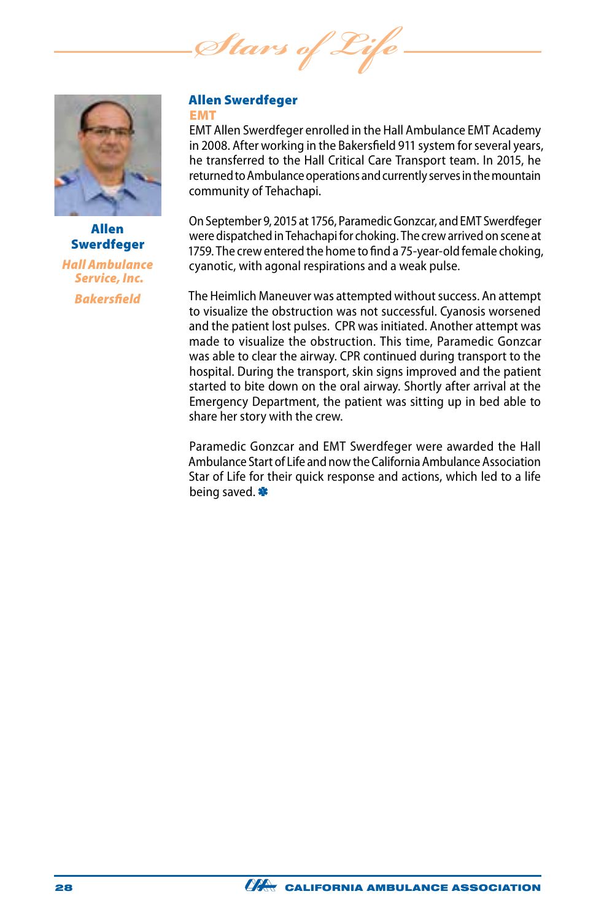**Allen Swerdfeger**

*Hall Ambulance Service, Inc.*

*Bakersfield*

## Allen Swerdfeger

### EMT

EMT Allen Swerdfeger enrolled in the Hall Ambulance EMT Academy in 2008. After working in the Bakersfield 911 system for several years, he transferred to the Hall Critical Care Transport team. In 2015, he returned to Ambulance operations and currently serves in the mountain community of Tehachapi.

On September 9, 2015 at 1756, Paramedic Gonzcar, and EMT Swerdfeger were dispatched in Tehachapi for choking. The crew arrived on scene at 1759. The crew entered the home to find a 75-year-old female choking, cyanotic, with agonal respirations and a weak pulse.

The Heimlich Maneuver was attempted without success. An attempt to visualize the obstruction was not successful. Cyanosis worsened and the patient lost pulses. CPR was initiated. Another attempt was made to visualize the obstruction. This time, Paramedic Gonzcar was able to clear the airway. CPR continued during transport to the hospital. During the transport, skin signs improved and the patient started to bite down on the oral airway. Shortly after arrival at the Emergency Department, the patient was sitting up in bed able to share her story with the crew.

Paramedic Gonzcar and EMT Swerdfeger were awarded the Hall Ambulance Start of Life and now the California Ambulance Association Star of Life for their quick response and actions, which led to a life being saved.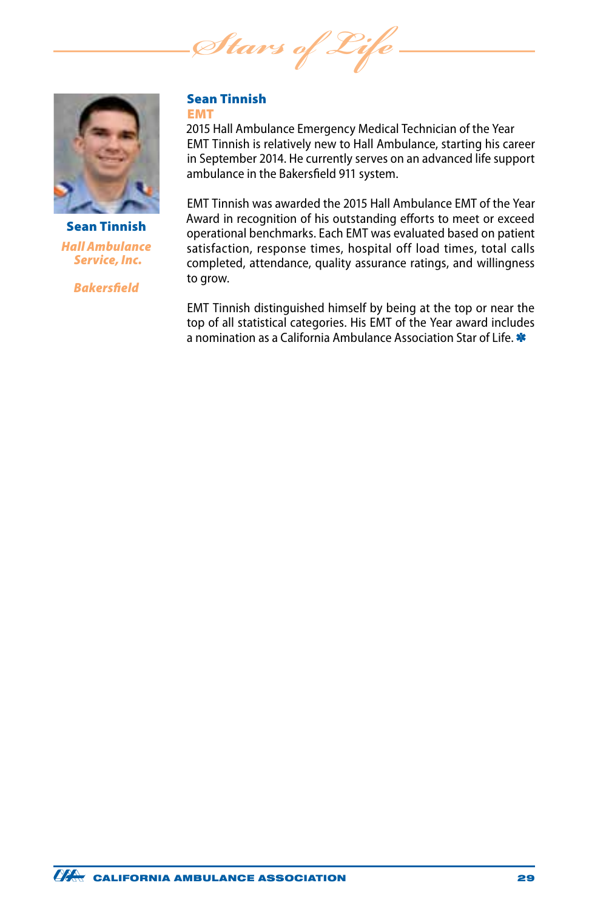# Stars of Life

**Sean Tinnish**

*Hall Ambulance Service, Inc.*

*Bakersfield*

## Sean Tinnish

### EMT

2015 Hall Ambulance Emergency Medical Technician of the Year

EMT Tinnish is relatively new to Hall Ambulance, starting his career in September 2014. He currently serves on an advanced life support ambulance in the Bakersfield 911 system.

EMT Tinnish was awarded the 2015 Hall Ambulance EMT of the Year Award in recognition of his outstanding efforts to meet or exceed operational benchmarks. Each EMT was evaluated based on patient satisfaction, response times, hospital off load times, total calls completed, attendance, quality assurance ratings, and willingness to grow.

EMT Tinnish distinguished himself by being at the top or near the top of all statistical categories. His EMT of the Year award includes a nomination as a California Ambulance Association Star of Life. ✱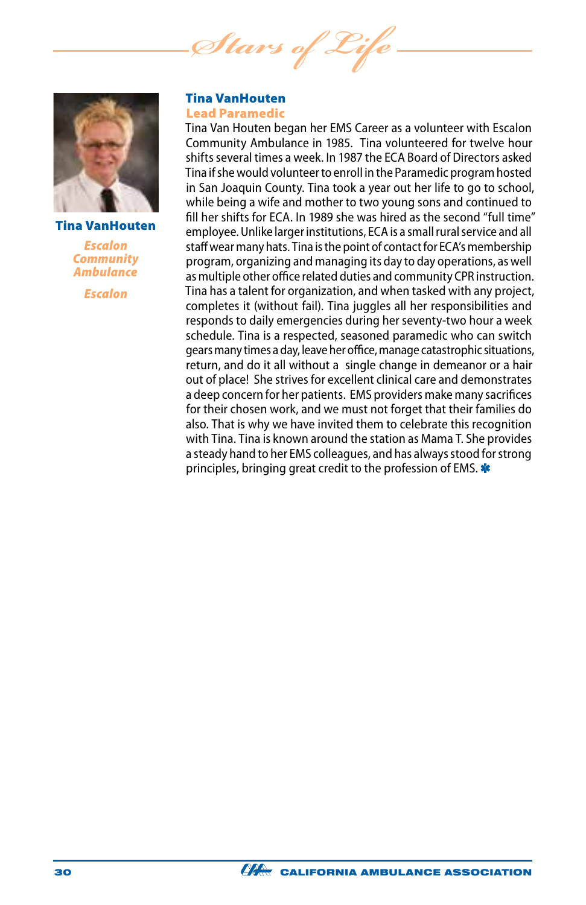## Tina VanHouten

**Escalon Community Ambulance**

**Escalon**

### Tina VanHouten
**Lead Paramedic**

Tina Van Houten began her EMS Career as a volunteer with Escalon Community Ambulance in 1985. Tina volunteered for twelve hour shifts several times a week. In 1987 the ECA Board of Directors asked Tina if she would volunteer to enroll in the Paramedic program hosted in San Joaquin County. Tina took a year out her life to go to school, while being a wife and mother to two young sons and continued to fill her shifts for ECA. In 1989 she was hired as the second "full time" employee. Unlike larger institutions, ECA is a small rural service and all staff wear many hats. Tina is the point of contact for ECA's membership program, organizing and managing its day to day operations, as well as multiple other office related duties and community CPR instruction. Tina has a talent for organization, and when tasked with any project, completes it (without fail). Tina juggles all her responsibilities and responds to daily emergencies during her seventy-two hour a week schedule. Tina is a respected, seasoned paramedic who can switch gears many times a day, leave her office, manage catastrophic situations, return, and do it all without a single change in demeanor or a hair out of place! She strives for excellent clinical care and demonstrates a deep concern for her patients. EMS providers make many sacrifices for their chosen work, and we must not forget that their families do also. That is why we have invited them to celebrate this recognition with Tina. Tina is known around the station as Mama T. She provides a steady hand to her EMS colleagues, and has always stood for strong principles, bringing great credit to the profession of EMS.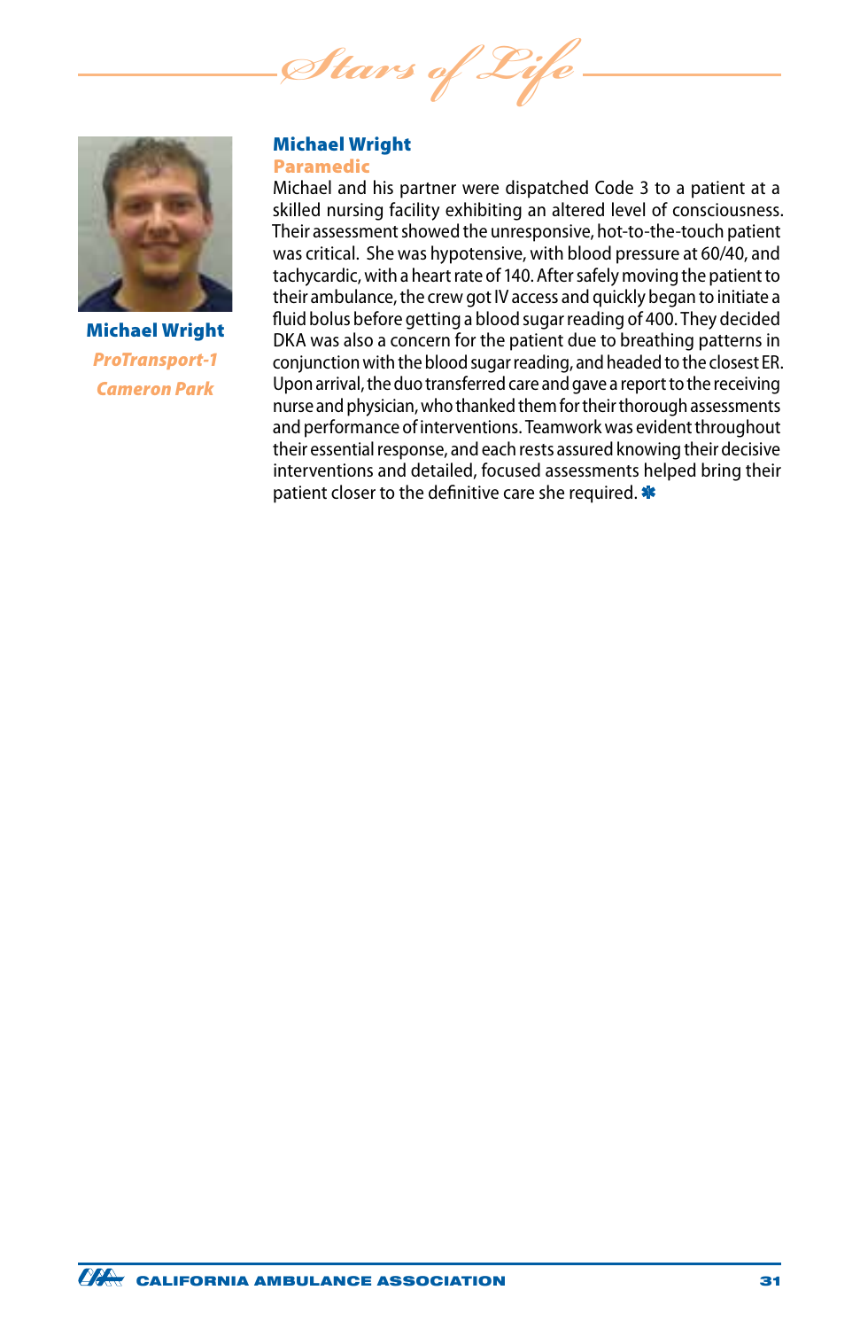**Michael Wright**

*ProTransport-1*

*Cameron Park*

## Michael Wright

### Paramedic

Michael and his partner were dispatched Code 3 to a patient at a skilled nursing facility exhibiting an altered level of consciousness. Their assessment showed the unresponsive, hot-to-the-touch patient was critical. She was hypotensive, with blood pressure at 60/40, and tachycardic, with a heart rate of 140. After safely moving the patient to their ambulance, the crew got IV access and quickly began to initiate a fluid bolus before getting a blood sugar reading of 400. They decided DKA was also a concern for the patient due to breathing patterns in conjunction with the blood sugar reading, and headed to the closest ER. Upon arrival, the duo transferred care and gave a report to the receiving nurse and physician, who thanked them for their thorough assessments and performance of interventions. Teamwork was evident throughout their essential response, and each rests assured knowing their decisive interventions and detailed, focused assessments helped bring their patient closer to the definitive care she required. ✱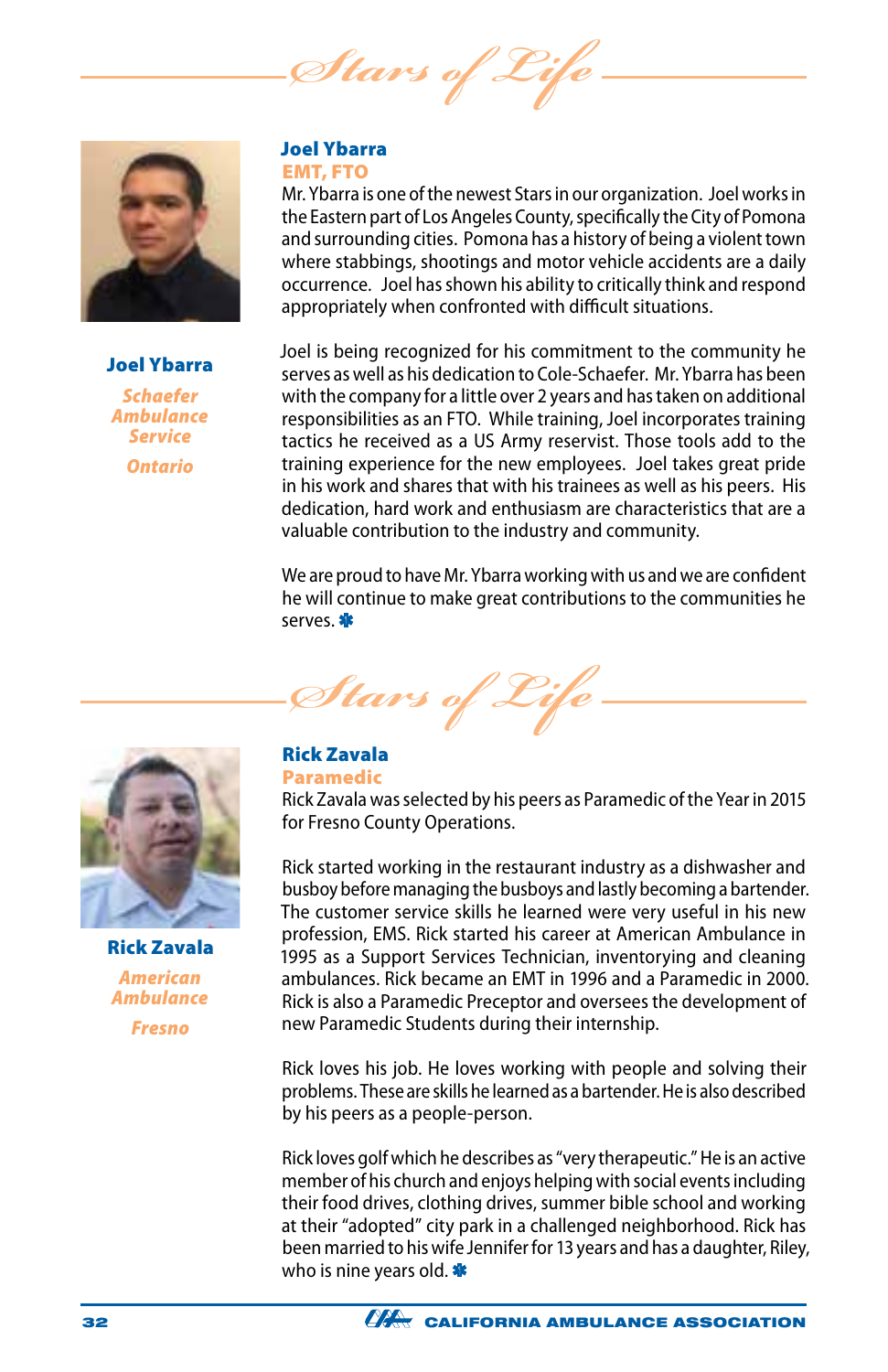## Stars of Life

**Joel Ybarra**

*Schaefer Ambulance Service*

*Ontario*

### Joel Ybarra
**EMT, FTO**

Mr. Ybarra is one of the newest Stars in our organization. Joel works in the Eastern part of Los Angeles County, specifically the City of Pomona and surrounding cities. Pomona has a history of being a violent town where stabbings, shootings and motor vehicle accidents are a daily occurrence. Joel has shown his ability to critically think and respond appropriately when confronted with difficult situations.

Joel is being recognized for his commitment to the community he serves as well as his dedication to Cole-Schaefer. Mr. Ybarra has been with the company for a little over 2 years and has taken on additional responsibilities as an FTO. While training, Joel incorporates training tactics he received as a US Army reservist. Those tools add to the training experience for the new employees. Joel takes great pride in his work and shares that with his trainees as well as his peers. His dedication, hard work and enthusiasm are characteristics that are a valuable contribution to the industry and community.

We are proud to have Mr. Ybarra working with us and we are confident he will continue to make great contributions to the communities he serves.

## Stars of Life

**Rick Zavala**

*American Ambulance*

*Fresno*

### Rick Zavala
**Paramedic**

Rick Zavala was selected by his peers as Paramedic of the Year in 2015 for Fresno County Operations.

Rick started working in the restaurant industry as a dishwasher and busboy before managing the busboys and lastly becoming a bartender. The customer service skills he learned were very useful in his new profession, EMS. Rick started his career at American Ambulance in 1995 as a Support Services Technician, inventorying and cleaning ambulances. Rick became an EMT in 1996 and a Paramedic in 2000. Rick is also a Paramedic Preceptor and oversees the development of new Paramedic Students during their internship.

Rick loves his job. He loves working with people and solving their problems. These are skills he learned as a bartender. He is also described by his peers as a people-person.

Rick loves golf which he describes as "very therapeutic." He is an active member of his church and enjoys helping with social events including their food drives, clothing drives, summer bible school and working at their "adopted" city park in a challenged neighborhood. Rick has been married to his wife Jennifer for 13 years and has a daughter, Riley, who is nine years old.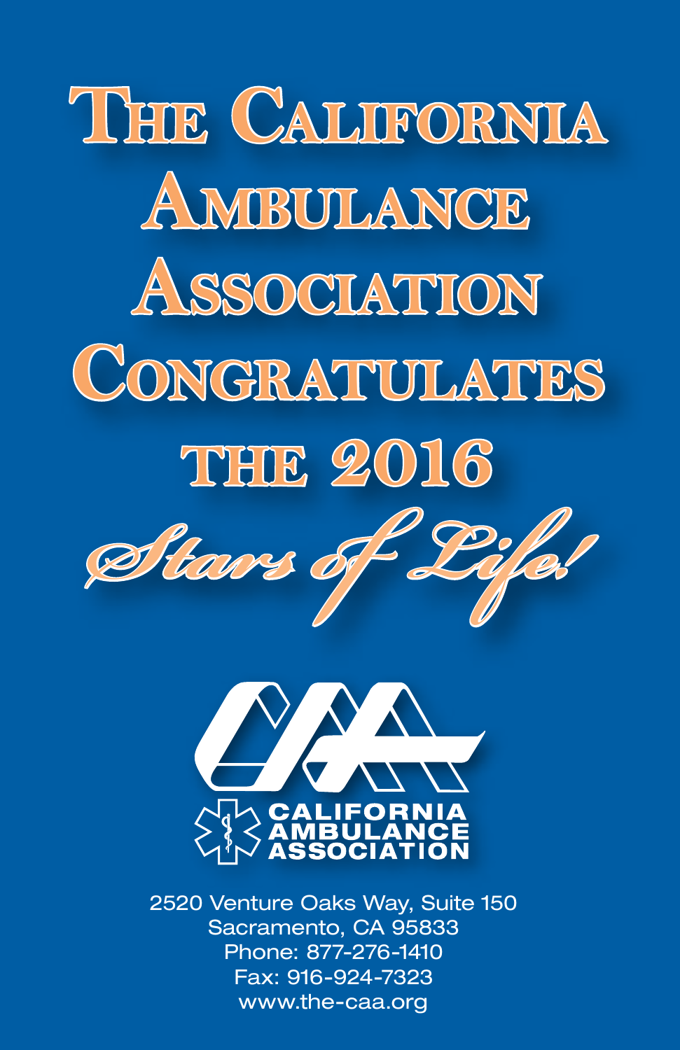# The California Ambulance Association Congratulates the 2016 *Stars of Life!*

CALIFORNIA
AMBULANCE
ASSOCIATION

2520 Venture Oaks Way, Suite 150
Sacramento, CA 95833
Phone: 877-276-1410
Fax: 916-924-7323
www.the-caa.org